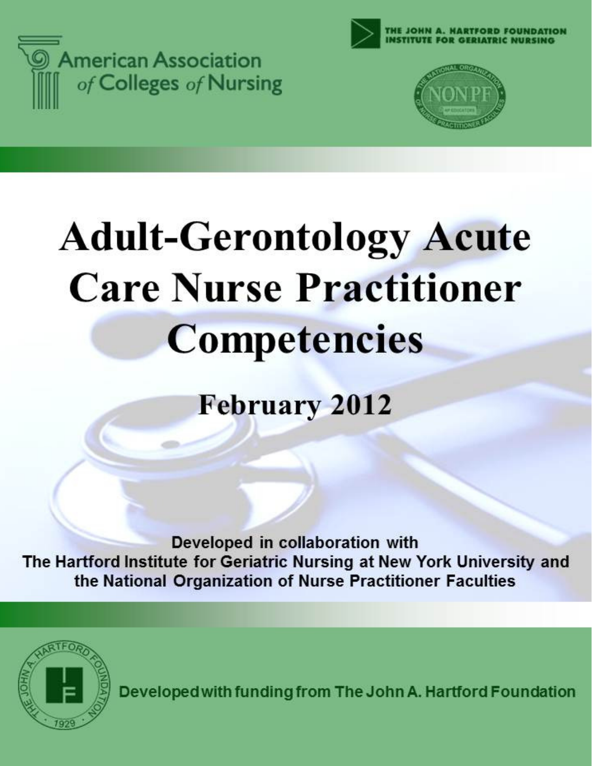American Association of Colleges of Nursing

THE JOHN A. HARTFORD FOUNDATION INSTITUTE FOR GERIATRIC NURSING

# Adult-Gerontology Acute Care Nurse Practitioner Competencies

## February 2012

**Developed in collaboration with The Hartford Institute for Geriatric Nursing at New York University and the National Organization of Nurse Practitioner Faculties**

Developed with funding from The John A. Hartford Foundation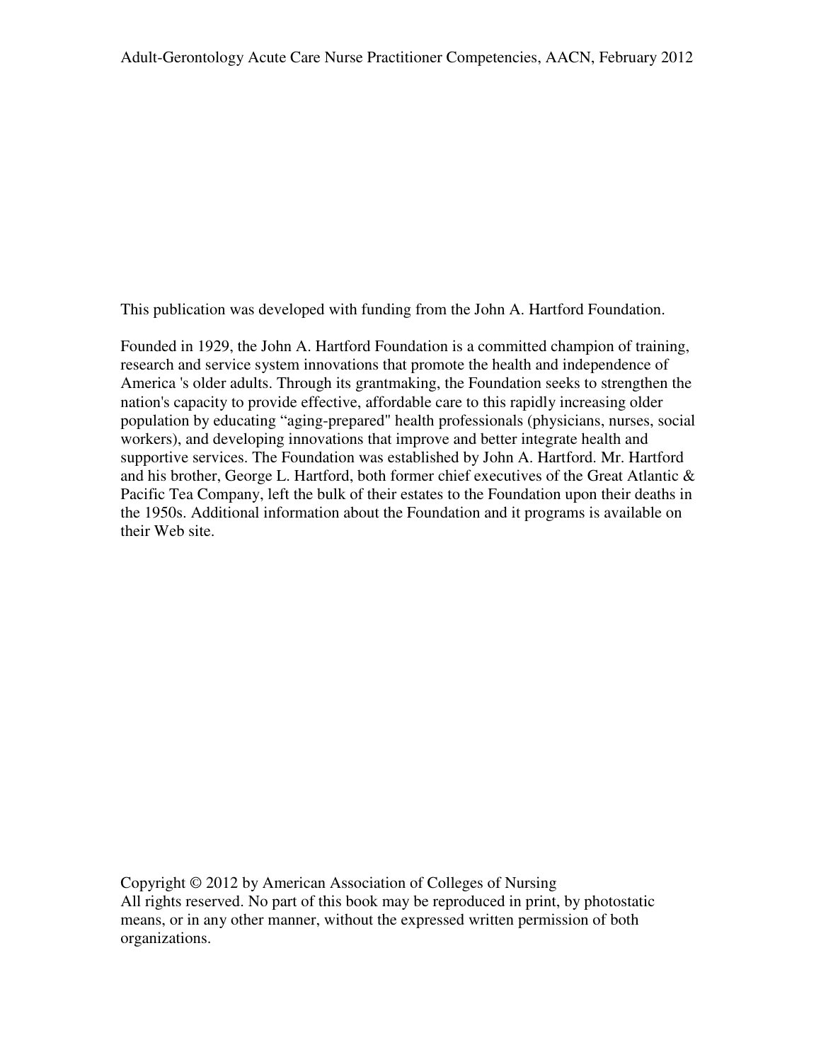This publication was developed with funding from the John A. Hartford Foundation.

Founded in 1929, the John A. Hartford Foundation is a committed champion of training, research and service system innovations that promote the health and independence of America 's older adults. Through its grantmaking, the Foundation seeks to strengthen the nation's capacity to provide effective, affordable care to this rapidly increasing older population by educating “aging-prepared" health professionals (physicians, nurses, social workers), and developing innovations that improve and better integrate health and supportive services. The Foundation was established by John A. Hartford. Mr. Hartford and his brother, George L. Hartford, both former chief executives of the Great Atlantic & Pacific Tea Company, left the bulk of their estates to the Foundation upon their deaths in the 1950s. Additional information about the Foundation and it programs is available on their Web site.

Copyright © 2012 by American Association of Colleges of Nursing
All rights reserved. No part of this book may be reproduced in print, by photostatic means, or in any other manner, without the expressed written permission of both organizations.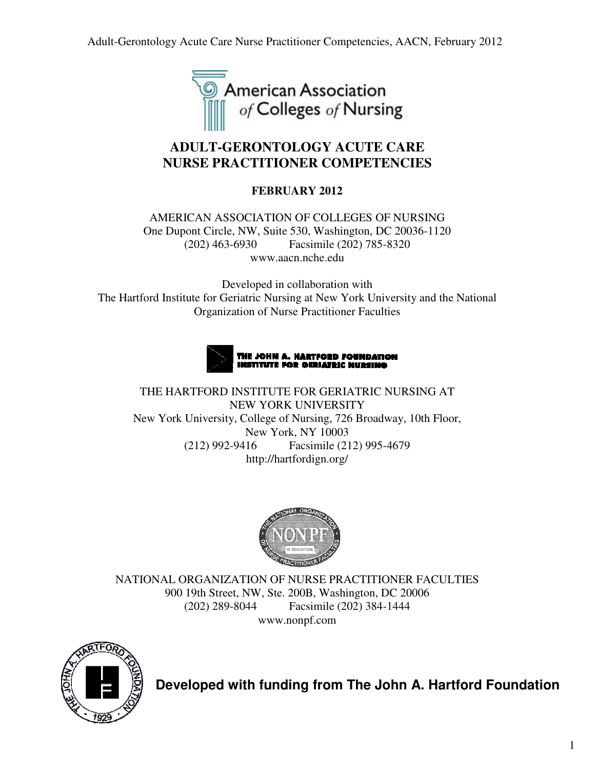# ADULT-GERONTOLOGY ACUTE CARE NURSE PRACTITIONER COMPETENCIES

**FEBRUARY 2012**

AMERICAN ASSOCIATION OF COLLEGES OF NURSING
One Dupont Circle, NW, Suite 530, Washington, DC 20036-1120
(202) 463-6930 Facsimile (202) 785-8320
www.aacn.nche.edu

Developed in collaboration with
The Hartford Institute for Geriatric Nursing at New York University and the National Organization of Nurse Practitioner Faculties

THE JOHN A. HARTFORD FOUNDATION INSTITUTE FOR GERIATRIC NURSING

THE HARTFORD INSTITUTE FOR GERIATRIC NURSING AT NEW YORK UNIVERSITY
New York University, College of Nursing, 726 Broadway, 10th Floor, New York, NY 10003
(212) 992-9416 Facsimile (212) 995-4679
http://hartfordign.org/

NATIONAL ORGANIZATION OF NURSE PRACTITIONER FACULTIES
900 19th Street, NW, Ste. 200B, Washington, DC 20006
(202) 289-8044 Facsimile (202) 384-1444
www.nonpf.com

**Developed with funding from The John A. Hartford Foundation**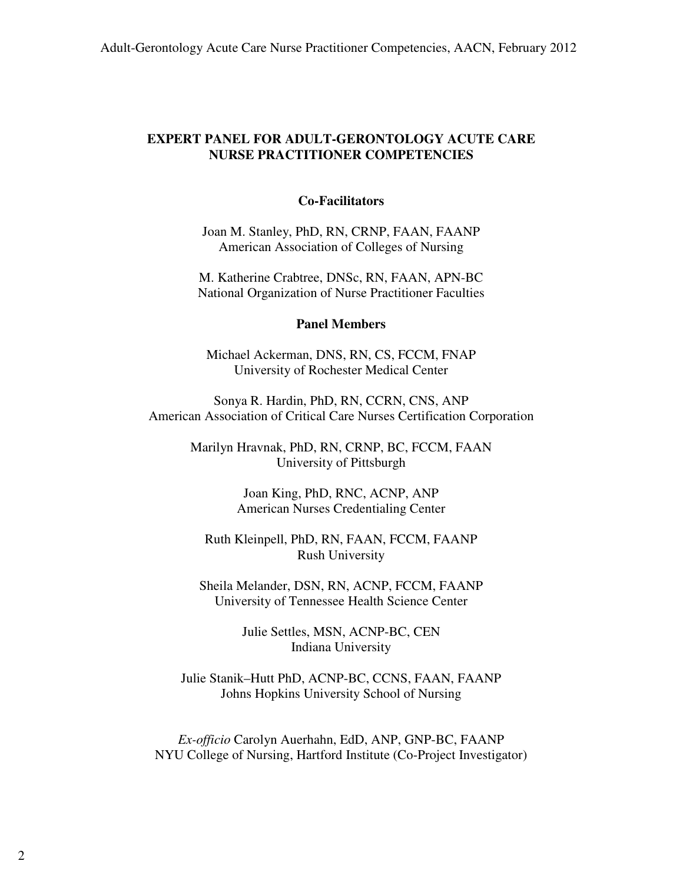## EXPERT PANEL FOR ADULT-GERONTOLOGY ACUTE CARE NURSE PRACTITIONER COMPETENCIES

### Co-Facilitators

Joan M. Stanley, PhD, RN, CRNP, FAAN, FAANP
American Association of Colleges of Nursing

M. Katherine Crabtree, DNSc, RN, FAAN, APN-BC
National Organization of Nurse Practitioner Faculties

### Panel Members

Michael Ackerman, DNS, RN, CS, FCCM, FNAP
University of Rochester Medical Center

Sonya R. Hardin, PhD, RN, CCRN, CNS, ANP
American Association of Critical Care Nurses Certification Corporation

Marilyn Hravnak, PhD, RN, CRNP, BC, FCCM, FAAN
University of Pittsburgh

Joan King, PhD, RNC, ACNP, ANP
American Nurses Credentialing Center

Ruth Kleinpell, PhD, RN, FAAN, FCCM, FAANP
Rush University

Sheila Melander, DSN, RN, ACNP, FCCM, FAANP
University of Tennessee Health Science Center

Julie Settles, MSN, ACNP-BC, CEN
Indiana University

Julie Stanik–Hutt PhD, ACNP-BC, CCNS, FAAN, FAANP
Johns Hopkins University School of Nursing

*Ex-officio* Carolyn Auerhahn, EdD, ANP, GNP-BC, FAANP
NYU College of Nursing, Hartford Institute (Co-Project Investigator)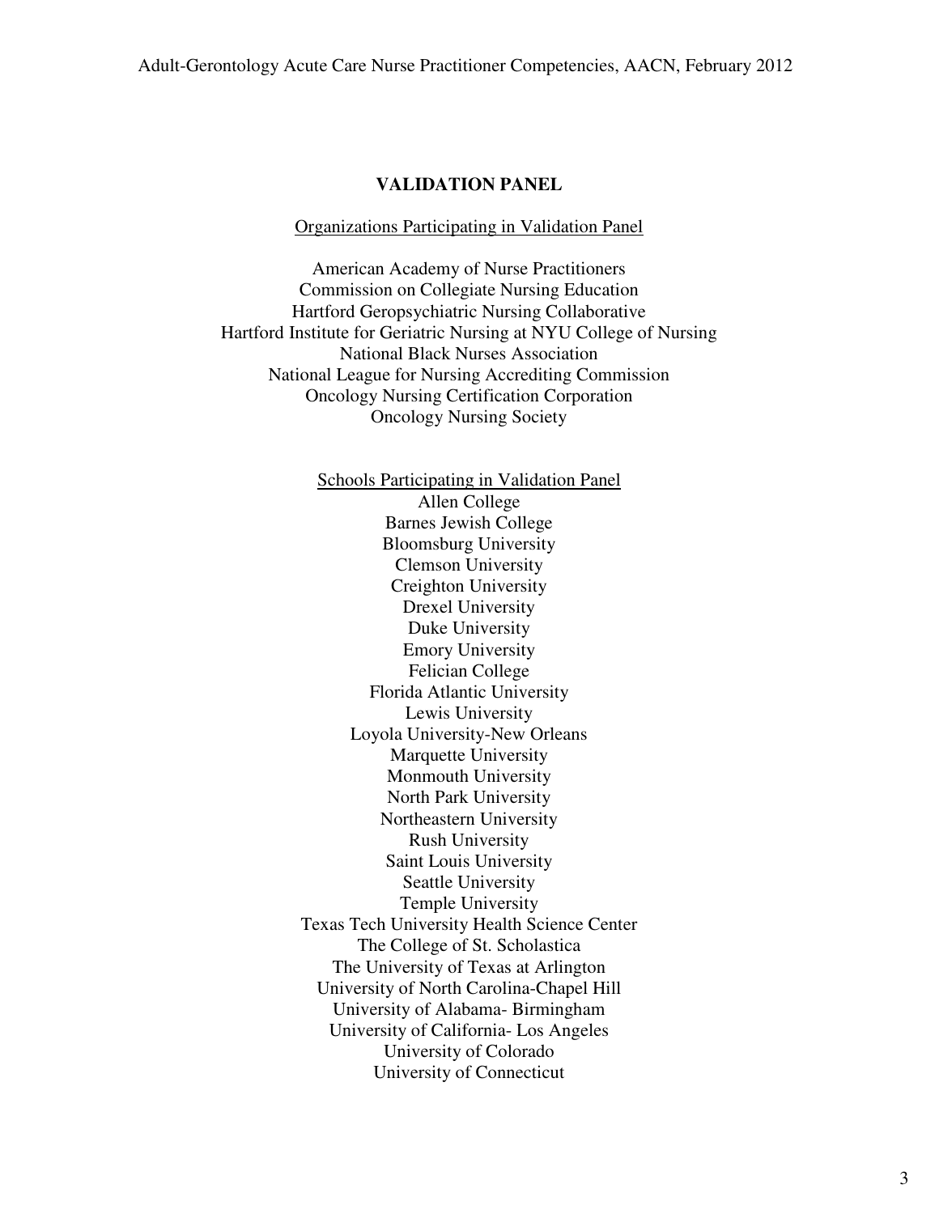## VALIDATION PANEL

Organizations Participating in Validation Panel

American Academy of Nurse Practitioners
Commission on Collegiate Nursing Education
Hartford Geropsychiatric Nursing Collaborative
Hartford Institute for Geriatric Nursing at NYU College of Nursing
National Black Nurses Association
National League for Nursing Accrediting Commission
Oncology Nursing Certification Corporation
Oncology Nursing Society

Schools Participating in Validation Panel

Allen College
Barnes Jewish College
Bloomsburg University
Clemson University
Creighton University
Drexel University
Duke University
Emory University
Felician College
Florida Atlantic University
Lewis University
Loyola University-New Orleans
Marquette University
Monmouth University
North Park University
Northeastern University
Rush University
Saint Louis University
Seattle University
Temple University
Texas Tech University Health Science Center
The College of St. Scholastica
The University of Texas at Arlington
University of North Carolina-Chapel Hill
University of Alabama- Birmingham
University of California- Los Angeles
University of Colorado
University of Connecticut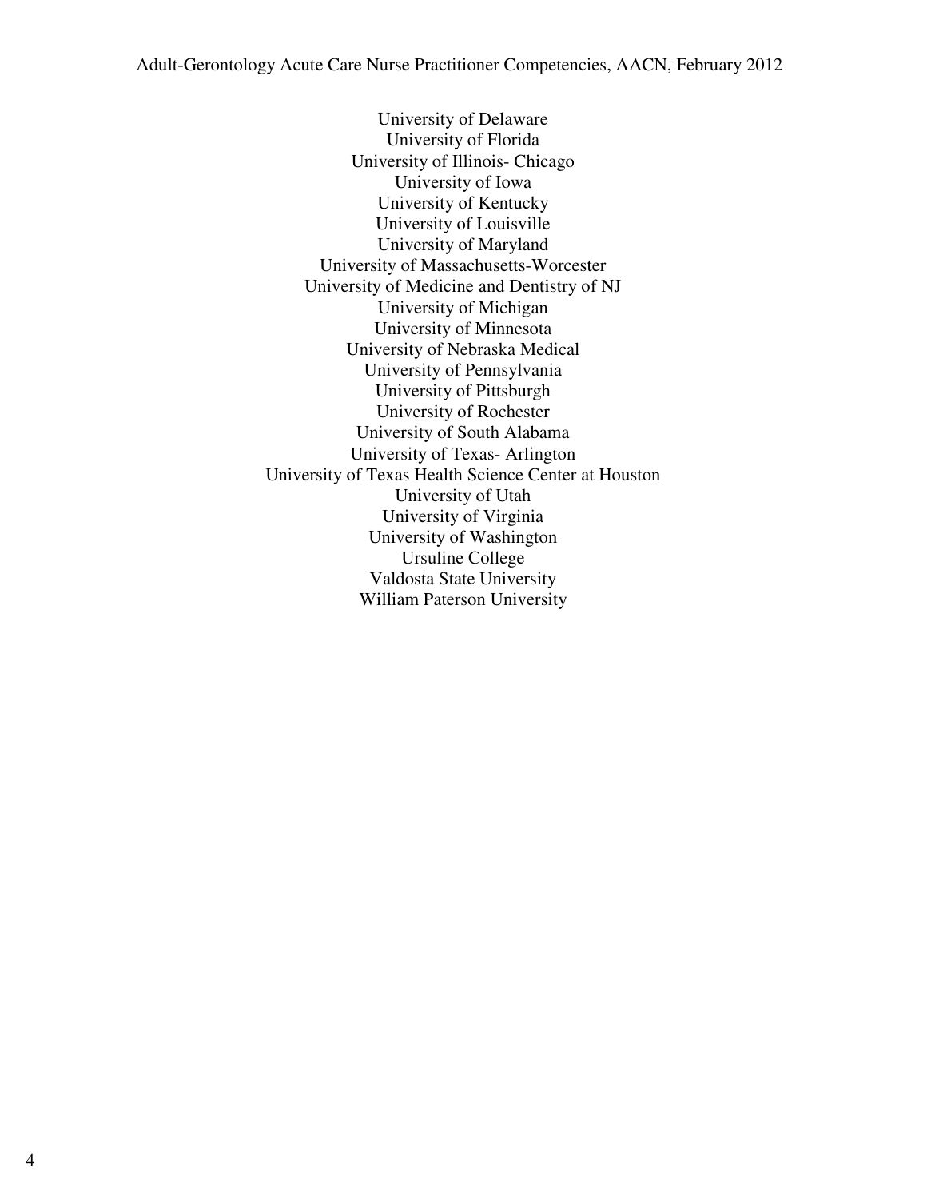University of Delaware
University of Florida
University of Illinois- Chicago
University of Iowa
University of Kentucky
University of Louisville
University of Maryland
University of Massachusetts-Worcester
University of Medicine and Dentistry of NJ
University of Michigan
University of Minnesota
University of Nebraska Medical
University of Pennsylvania
University of Pittsburgh
University of Rochester
University of South Alabama
University of Texas- Arlington
University of Texas Health Science Center at Houston
University of Utah
University of Virginia
University of Washington
Ursuline College
Valdosta State University
William Paterson University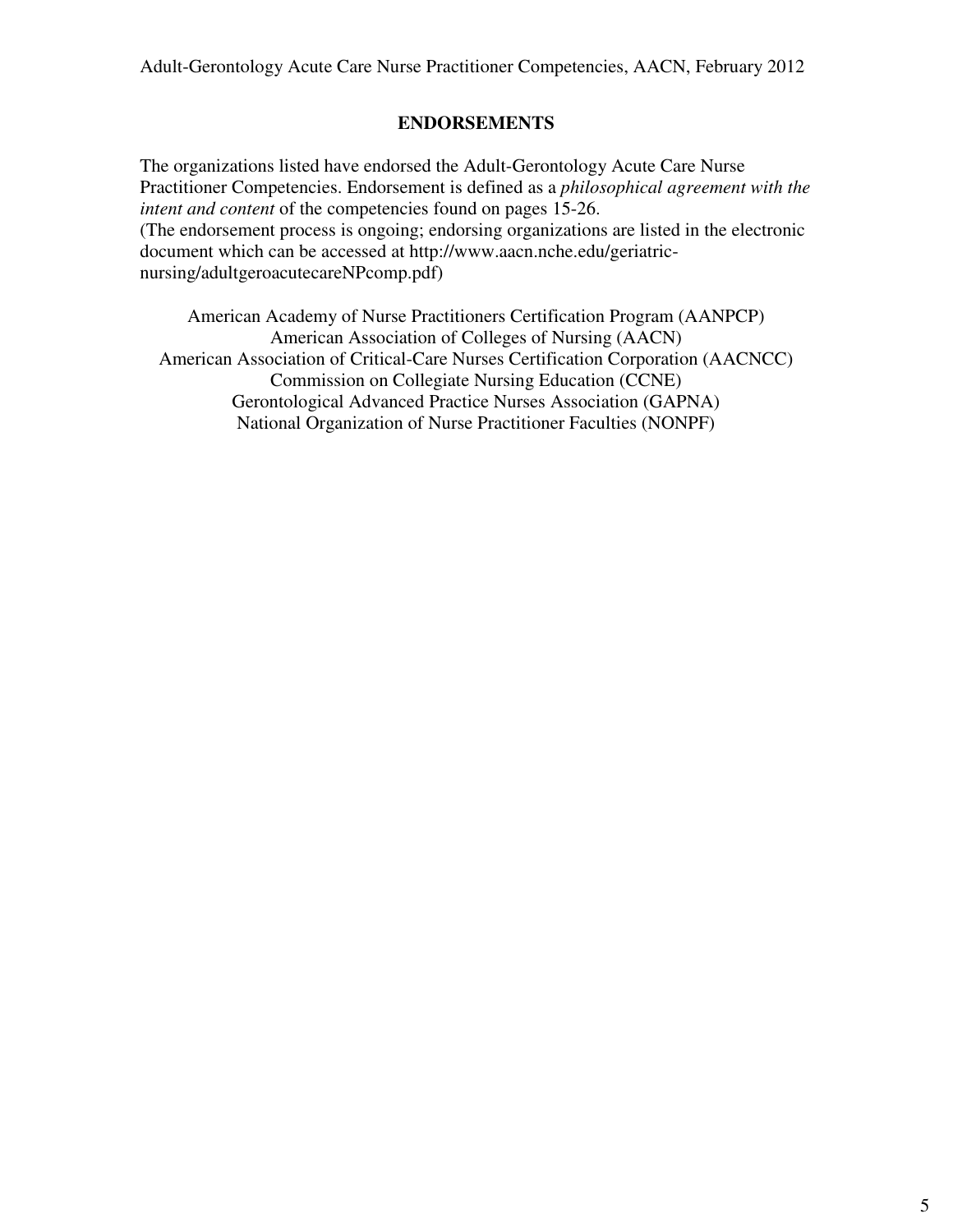## ENDORSEMENTS

The organizations listed have endorsed the Adult-Gerontology Acute Care Nurse Practitioner Competencies. Endorsement is defined as a *philosophical agreement with the intent and content* of the competencies found on pages 15-26.
(The endorsement process is ongoing; endorsing organizations are listed in the electronic document which can be accessed at http://www.aacn.nche.edu/geriatric-nursing/adultgeroacutecareNPcomp.pdf)

American Academy of Nurse Practitioners Certification Program (AANPCP)
American Association of Colleges of Nursing (AACN)
American Association of Critical-Care Nurses Certification Corporation (AACNCC)
Commission on Collegiate Nursing Education (CCNE)
Gerontological Advanced Practice Nurses Association (GAPNA)
National Organization of Nurse Practitioner Faculties (NONPF)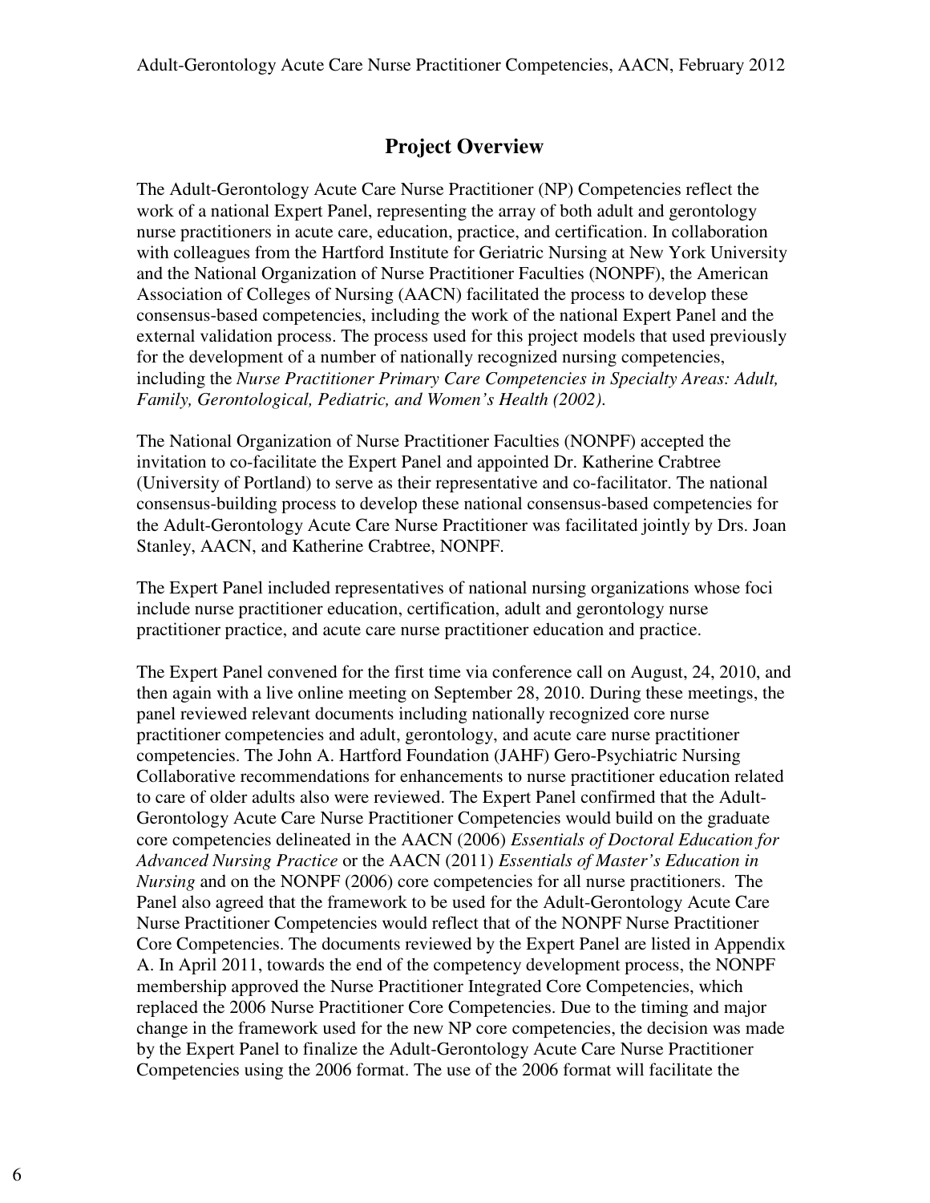## Project Overview

The Adult-Gerontology Acute Care Nurse Practitioner (NP) Competencies reflect the work of a national Expert Panel, representing the array of both adult and gerontology nurse practitioners in acute care, education, practice, and certification. In collaboration with colleagues from the Hartford Institute for Geriatric Nursing at New York University and the National Organization of Nurse Practitioner Faculties (NONPF), the American Association of Colleges of Nursing (AACN) facilitated the process to develop these consensus-based competencies, including the work of the national Expert Panel and the external validation process. The process used for this project models that used previously for the development of a number of nationally recognized nursing competencies, including the *Nurse Practitioner Primary Care Competencies in Specialty Areas: Adult, Family, Gerontological, Pediatric, and Women's Health (2002)*.

The National Organization of Nurse Practitioner Faculties (NONPF) accepted the invitation to co-facilitate the Expert Panel and appointed Dr. Katherine Crabtree (University of Portland) to serve as their representative and co-facilitator. The national consensus-building process to develop these national consensus-based competencies for the Adult-Gerontology Acute Care Nurse Practitioner was facilitated jointly by Drs. Joan Stanley, AACN, and Katherine Crabtree, NONPF.

The Expert Panel included representatives of national nursing organizations whose foci include nurse practitioner education, certification, adult and gerontology nurse practitioner practice, and acute care nurse practitioner education and practice.

The Expert Panel convened for the first time via conference call on August, 24, 2010, and then again with a live online meeting on September 28, 2010. During these meetings, the panel reviewed relevant documents including nationally recognized core nurse practitioner competencies and adult, gerontology, and acute care nurse practitioner competencies. The John A. Hartford Foundation (JAHF) Gero-Psychiatric Nursing Collaborative recommendations for enhancements to nurse practitioner education related to care of older adults also were reviewed. The Expert Panel confirmed that the Adult-Gerontology Acute Care Nurse Practitioner Competencies would build on the graduate core competencies delineated in the AACN (2006) *Essentials of Doctoral Education for Advanced Nursing Practice* or the AACN (2011) *Essentials of Master's Education in Nursing* and on the NONPF (2006) core competencies for all nurse practitioners. The Panel also agreed that the framework to be used for the Adult-Gerontology Acute Care Nurse Practitioner Competencies would reflect that of the NONPF Nurse Practitioner Core Competencies. The documents reviewed by the Expert Panel are listed in Appendix A. In April 2011, towards the end of the competency development process, the NONPF membership approved the Nurse Practitioner Integrated Core Competencies, which replaced the 2006 Nurse Practitioner Core Competencies. Due to the timing and major change in the framework used for the new NP core competencies, the decision was made by the Expert Panel to finalize the Adult-Gerontology Acute Care Nurse Practitioner Competencies using the 2006 format. The use of the 2006 format will facilitate the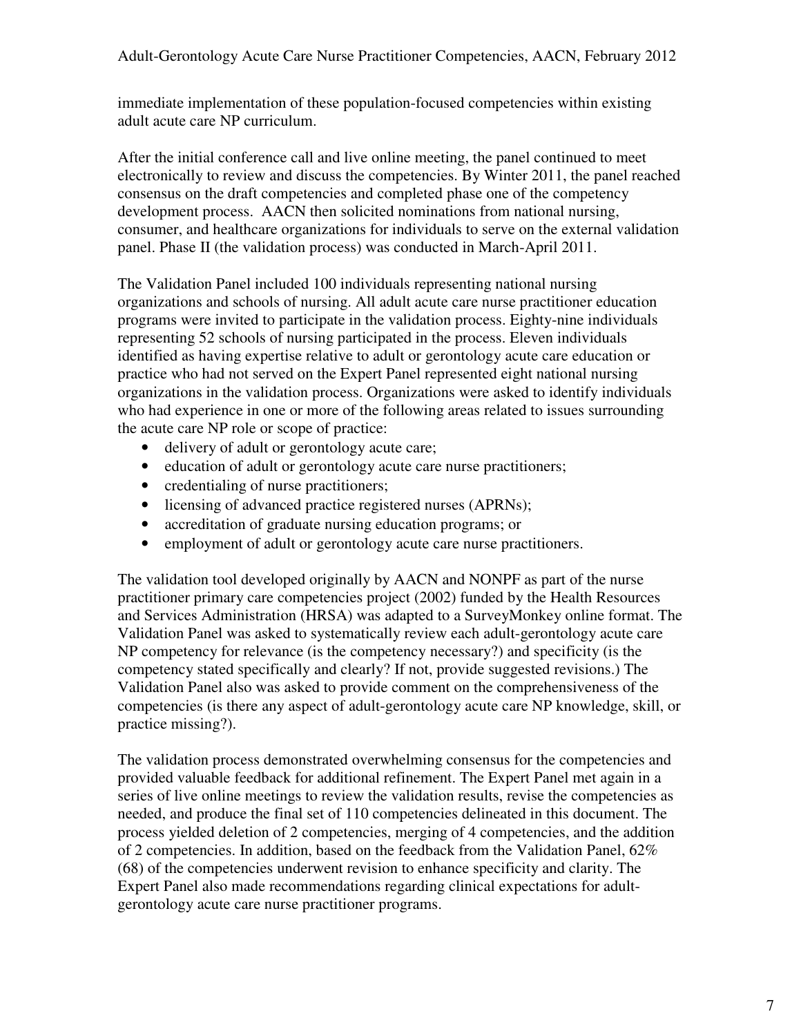immediate implementation of these population-focused competencies within existing adult acute care NP curriculum.

After the initial conference call and live online meeting, the panel continued to meet electronically to review and discuss the competencies. By Winter 2011, the panel reached consensus on the draft competencies and completed phase one of the competency development process. AACN then solicited nominations from national nursing, consumer, and healthcare organizations for individuals to serve on the external validation panel. Phase II (the validation process) was conducted in March-April 2011.

The Validation Panel included 100 individuals representing national nursing organizations and schools of nursing. All adult acute care nurse practitioner education programs were invited to participate in the validation process. Eighty-nine individuals representing 52 schools of nursing participated in the process. Eleven individuals identified as having expertise relative to adult or gerontology acute care education or practice who had not served on the Expert Panel represented eight national nursing organizations in the validation process. Organizations were asked to identify individuals who had experience in one or more of the following areas related to issues surrounding the acute care NP role or scope of practice:

- delivery of adult or gerontology acute care;
- education of adult or gerontology acute care nurse practitioners;
- credentialing of nurse practitioners;
- licensing of advanced practice registered nurses (APRNs);
- accreditation of graduate nursing education programs; or
- employment of adult or gerontology acute care nurse practitioners.

The validation tool developed originally by AACN and NONPF as part of the nurse practitioner primary care competencies project (2002) funded by the Health Resources and Services Administration (HRSA) was adapted to a SurveyMonkey online format. The Validation Panel was asked to systematically review each adult-gerontology acute care NP competency for relevance (is the competency necessary?) and specificity (is the competency stated specifically and clearly? If not, provide suggested revisions.) The Validation Panel also was asked to provide comment on the comprehensiveness of the competencies (is there any aspect of adult-gerontology acute care NP knowledge, skill, or practice missing?).

The validation process demonstrated overwhelming consensus for the competencies and provided valuable feedback for additional refinement. The Expert Panel met again in a series of live online meetings to review the validation results, revise the competencies as needed, and produce the final set of 110 competencies delineated in this document. The process yielded deletion of 2 competencies, merging of 4 competencies, and the addition of 2 competencies. In addition, based on the feedback from the Validation Panel, 62% (68) of the competencies underwent revision to enhance specificity and clarity. The Expert Panel also made recommendations regarding clinical expectations for adult-gerontology acute care nurse practitioner programs.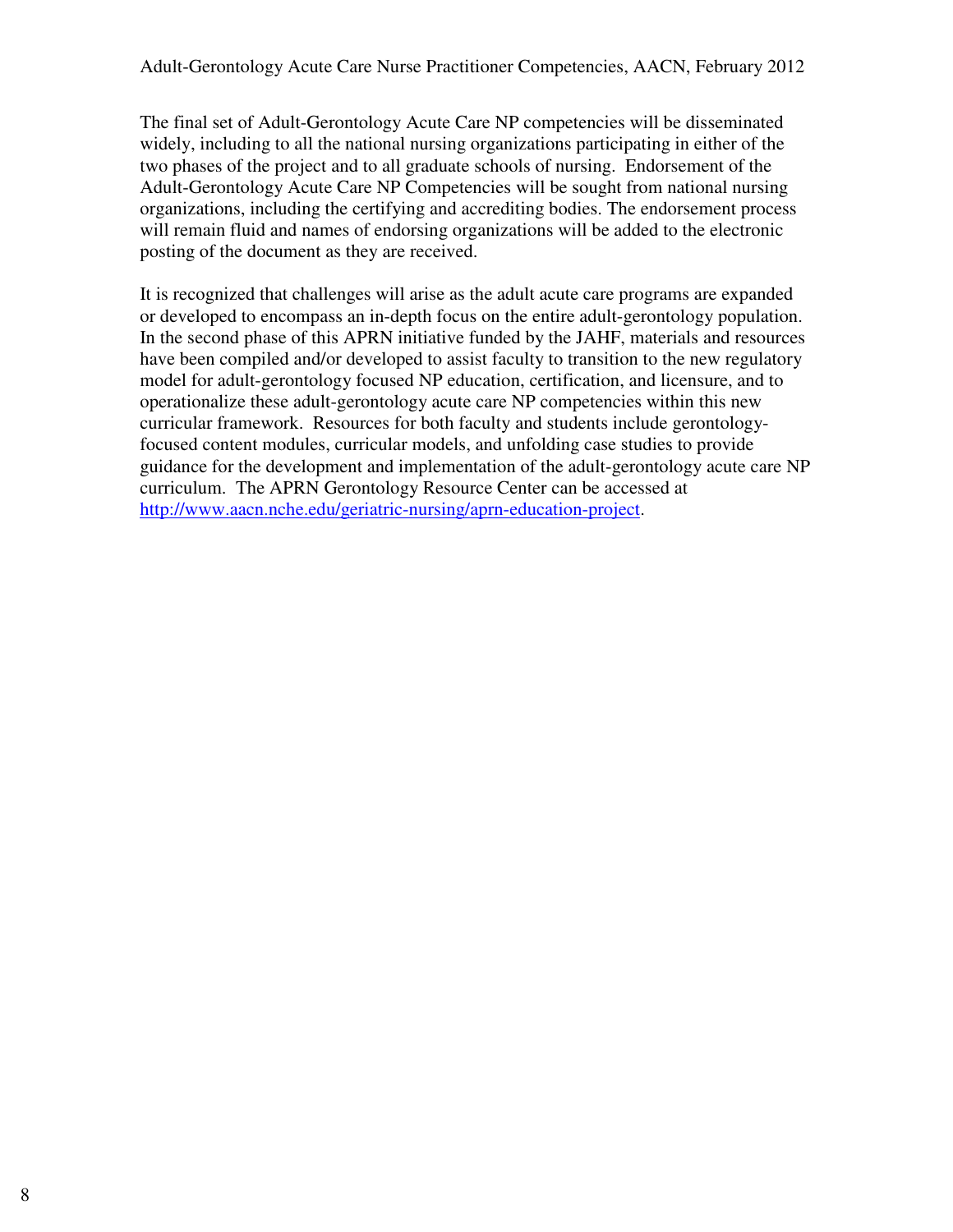The final set of Adult-Gerontology Acute Care NP competencies will be disseminated widely, including to all the national nursing organizations participating in either of the two phases of the project and to all graduate schools of nursing. Endorsement of the Adult-Gerontology Acute Care NP Competencies will be sought from national nursing organizations, including the certifying and accrediting bodies. The endorsement process will remain fluid and names of endorsing organizations will be added to the electronic posting of the document as they are received.

It is recognized that challenges will arise as the adult acute care programs are expanded or developed to encompass an in-depth focus on the entire adult-gerontology population. In the second phase of this APRN initiative funded by the JAHF, materials and resources have been compiled and/or developed to assist faculty to transition to the new regulatory model for adult-gerontology focused NP education, certification, and licensure, and to operationalize these adult-gerontology acute care NP competencies within this new curricular framework. Resources for both faculty and students include gerontology-focused content modules, curricular models, and unfolding case studies to provide guidance for the development and implementation of the adult-gerontology acute care NP curriculum. The APRN Gerontology Resource Center can be accessed at http://www.aacn.nche.edu/geriatric-nursing/aprn-education-project.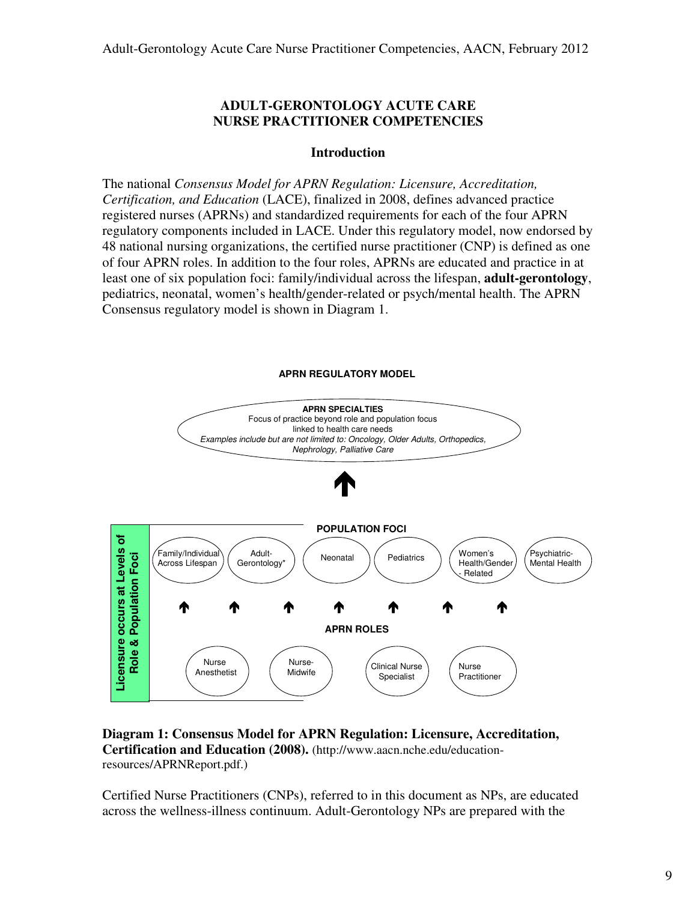## ADULT-GERONTOLOGY ACUTE CARE NURSE PRACTITIONER COMPETENCIES

### Introduction

The national *Consensus Model for APRN Regulation: Licensure, Accreditation, Certification, and Education* (LACE), finalized in 2008, defines advanced practice registered nurses (APRNs) and standardized requirements for each of the four APRN regulatory components included in LACE. Under this regulatory model, now endorsed by 48 national nursing organizations, the certified nurse practitioner (CNP) is defined as one of four APRN roles. In addition to the four roles, APRNs are educated and practice in at least one of six population foci: family/individual across the lifespan, **adult-gerontology**, pediatrics, neonatal, women's health/gender-related or psych/mental health. The APRN Consensus regulatory model is shown in Diagram 1.

APRN REGULATORY MODEL

APRN SPECIALTIES
Focus of practice beyond role and population focus
linked to health care needs
*Examples include but are not limited to: Oncology, Older Adults, Orthopedics, Nephrology, Palliative Care*

POPULATION FOCI

Family/Individual Across Lifespan
Adult-Gerontology*
Neonatal
Pediatrics
Women's Health/Gender - Related
Psychiatric-Mental Health

APRN ROLES

Nurse Anesthetist
Nurse-Midwife
Clinical Nurse Specialist
Nurse Practitioner

Licensure occurs at Levels of Role & Population Foci

**Diagram 1: Consensus Model for APRN Regulation: Licensure, Accreditation, Certification and Education (2008).** (http://www.aacn.nche.edu/education-resources/APRNReport.pdf.)

Certified Nurse Practitioners (CNPs), referred to in this document as NPs, are educated across the wellness-illness continuum. Adult-Gerontology NPs are prepared with the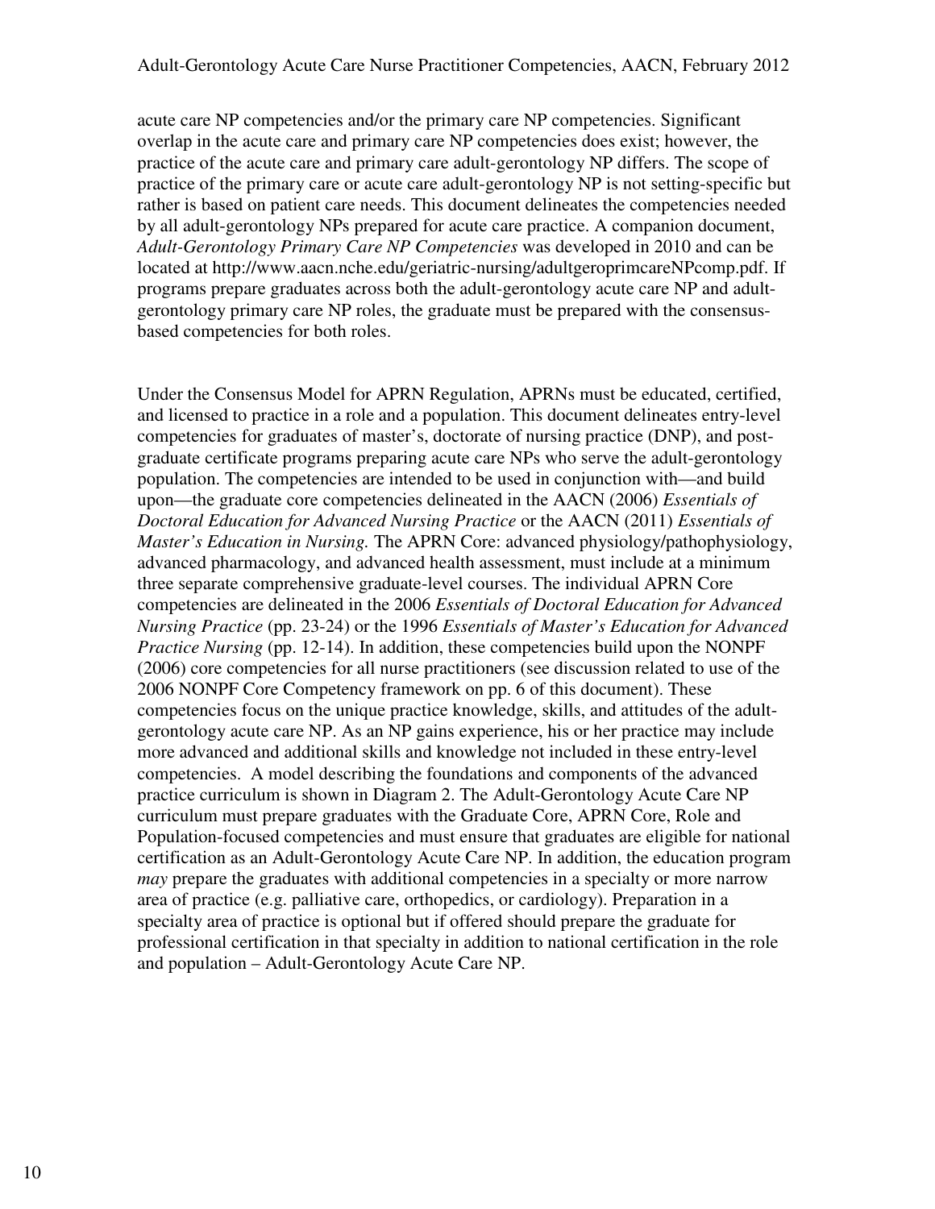acute care NP competencies and/or the primary care NP competencies. Significant overlap in the acute care and primary care NP competencies does exist; however, the practice of the acute care and primary care adult-gerontology NP differs. The scope of practice of the primary care or acute care adult-gerontology NP is not setting-specific but rather is based on patient care needs. This document delineates the competencies needed by all adult-gerontology NPs prepared for acute care practice. A companion document, *Adult-Gerontology Primary Care NP Competencies* was developed in 2010 and can be located at http://www.aacn.nche.edu/geriatric-nursing/adultgeroprimcareNPcomp.pdf. If programs prepare graduates across both the adult-gerontology acute care NP and adult-gerontology primary care NP roles, the graduate must be prepared with the consensus-based competencies for both roles.

Under the Consensus Model for APRN Regulation, APRNs must be educated, certified, and licensed to practice in a role and a population. This document delineates entry-level competencies for graduates of master's, doctorate of nursing practice (DNP), and post-graduate certificate programs preparing acute care NPs who serve the adult-gerontology population. The competencies are intended to be used in conjunction with—and build upon—the graduate core competencies delineated in the AACN (2006) *Essentials of Doctoral Education for Advanced Nursing Practice* or the AACN (2011) *Essentials of Master's Education in Nursing.* The APRN Core: advanced physiology/pathophysiology, advanced pharmacology, and advanced health assessment, must include at a minimum three separate comprehensive graduate-level courses. The individual APRN Core competencies are delineated in the 2006 *Essentials of Doctoral Education for Advanced Nursing Practice* (pp. 23-24) or the 1996 *Essentials of Master's Education for Advanced Practice Nursing* (pp. 12-14). In addition, these competencies build upon the NONPF (2006) core competencies for all nurse practitioners (see discussion related to use of the 2006 NONPF Core Competency framework on pp. 6 of this document). These competencies focus on the unique practice knowledge, skills, and attitudes of the adult-gerontology acute care NP. As an NP gains experience, his or her practice may include more advanced and additional skills and knowledge not included in these entry-level competencies. A model describing the foundations and components of the advanced practice curriculum is shown in Diagram 2. The Adult-Gerontology Acute Care NP curriculum must prepare graduates with the Graduate Core, APRN Core, Role and Population-focused competencies and must ensure that graduates are eligible for national certification as an Adult-Gerontology Acute Care NP. In addition, the education program *may* prepare the graduates with additional competencies in a specialty or more narrow area of practice (e.g. palliative care, orthopedics, or cardiology). Preparation in a specialty area of practice is optional but if offered should prepare the graduate for professional certification in that specialty in addition to national certification in the role and population – Adult-Gerontology Acute Care NP.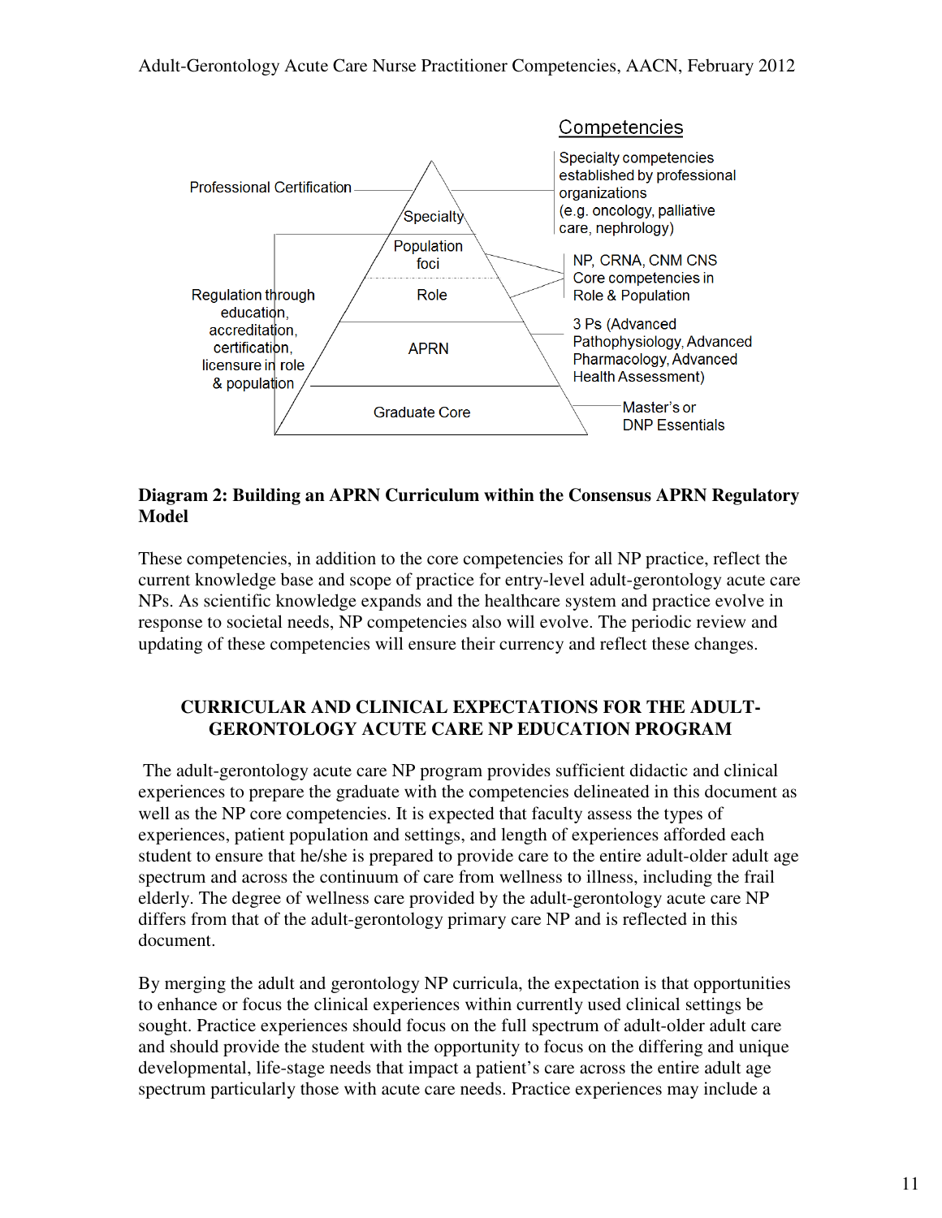Competencies

Professional Certification

Specialty

Specialty competencies established by professional organizations (e.g. oncology, palliative care, nephrology)

Population foci

Role

NP, CRNA, CNM CNS Core competencies in Role & Population

Regulation through education, accreditation, certification, licensure in role & population

APRN

3 Ps (Advanced Pathophysiology, Advanced Pharmacology, Advanced Health Assessment)

Graduate Core

Master's or DNP Essentials

**Diagram 2: Building an APRN Curriculum within the Consensus APRN Regulatory Model**

These competencies, in addition to the core competencies for all NP practice, reflect the current knowledge base and scope of practice for entry-level adult-gerontology acute care NPs. As scientific knowledge expands and the healthcare system and practice evolve in response to societal needs, NP competencies also will evolve. The periodic review and updating of these competencies will ensure their currency and reflect these changes.

## CURRICULAR AND CLINICAL EXPECTATIONS FOR THE ADULT-GERONTOLOGY ACUTE CARE NP EDUCATION PROGRAM

The adult-gerontology acute care NP program provides sufficient didactic and clinical experiences to prepare the graduate with the competencies delineated in this document as well as the NP core competencies. It is expected that faculty assess the types of experiences, patient population and settings, and length of experiences afforded each student to ensure that he/she is prepared to provide care to the entire adult-older adult age spectrum and across the continuum of care from wellness to illness, including the frail elderly. The degree of wellness care provided by the adult-gerontology acute care NP differs from that of the adult-gerontology primary care NP and is reflected in this document.

By merging the adult and gerontology NP curricula, the expectation is that opportunities to enhance or focus the clinical experiences within currently used clinical settings be sought. Practice experiences should focus on the full spectrum of adult-older adult care and should provide the student with the opportunity to focus on the differing and unique developmental, life-stage needs that impact a patient's care across the entire adult age spectrum particularly those with acute care needs. Practice experiences may include a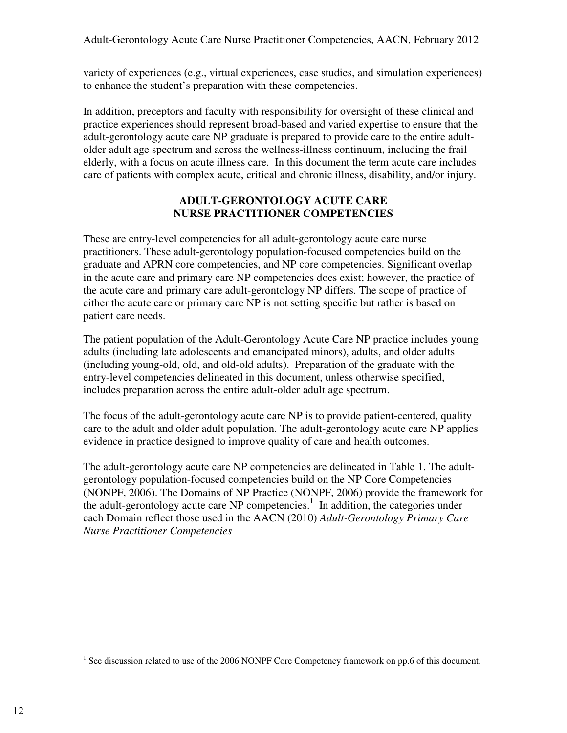variety of experiences (e.g., virtual experiences, case studies, and simulation experiences) to enhance the student's preparation with these competencies.

In addition, preceptors and faculty with responsibility for oversight of these clinical and practice experiences should represent broad-based and varied expertise to ensure that the adult-gerontology acute care NP graduate is prepared to provide care to the entire adult-older adult age spectrum and across the wellness-illness continuum, including the frail elderly, with a focus on acute illness care. In this document the term acute care includes care of patients with complex acute, critical and chronic illness, disability, and/or injury.

## ADULT-GERONTOLOGY ACUTE CARE NURSE PRACTITIONER COMPETENCIES

These are entry-level competencies for all adult-gerontology acute care nurse practitioners. These adult-gerontology population-focused competencies build on the graduate and APRN core competencies, and NP core competencies. Significant overlap in the acute care and primary care NP competencies does exist; however, the practice of the acute care and primary care adult-gerontology NP differs. The scope of practice of either the acute care or primary care NP is not setting specific but rather is based on patient care needs.

The patient population of the Adult-Gerontology Acute Care NP practice includes young adults (including late adolescents and emancipated minors), adults, and older adults (including young-old, old, and old-old adults). Preparation of the graduate with the entry-level competencies delineated in this document, unless otherwise specified, includes preparation across the entire adult-older adult age spectrum.

The focus of the adult-gerontology acute care NP is to provide patient-centered, quality care to the adult and older adult population. The adult-gerontology acute care NP applies evidence in practice designed to improve quality of care and health outcomes.

The adult-gerontology acute care NP competencies are delineated in Table 1. The adult-gerontology population-focused competencies build on the NP Core Competencies (NONPF, 2006). The Domains of NP Practice (NONPF, 2006) provide the framework for the adult-gerontology acute care NP competencies.[1] In addition, the categories under each Domain reflect those used in the AACN (2010) *Adult-Gerontology Primary Care Nurse Practitioner Competencies*

[1] See discussion related to use of the 2006 NONPF Core Competency framework on pp.6 of this document.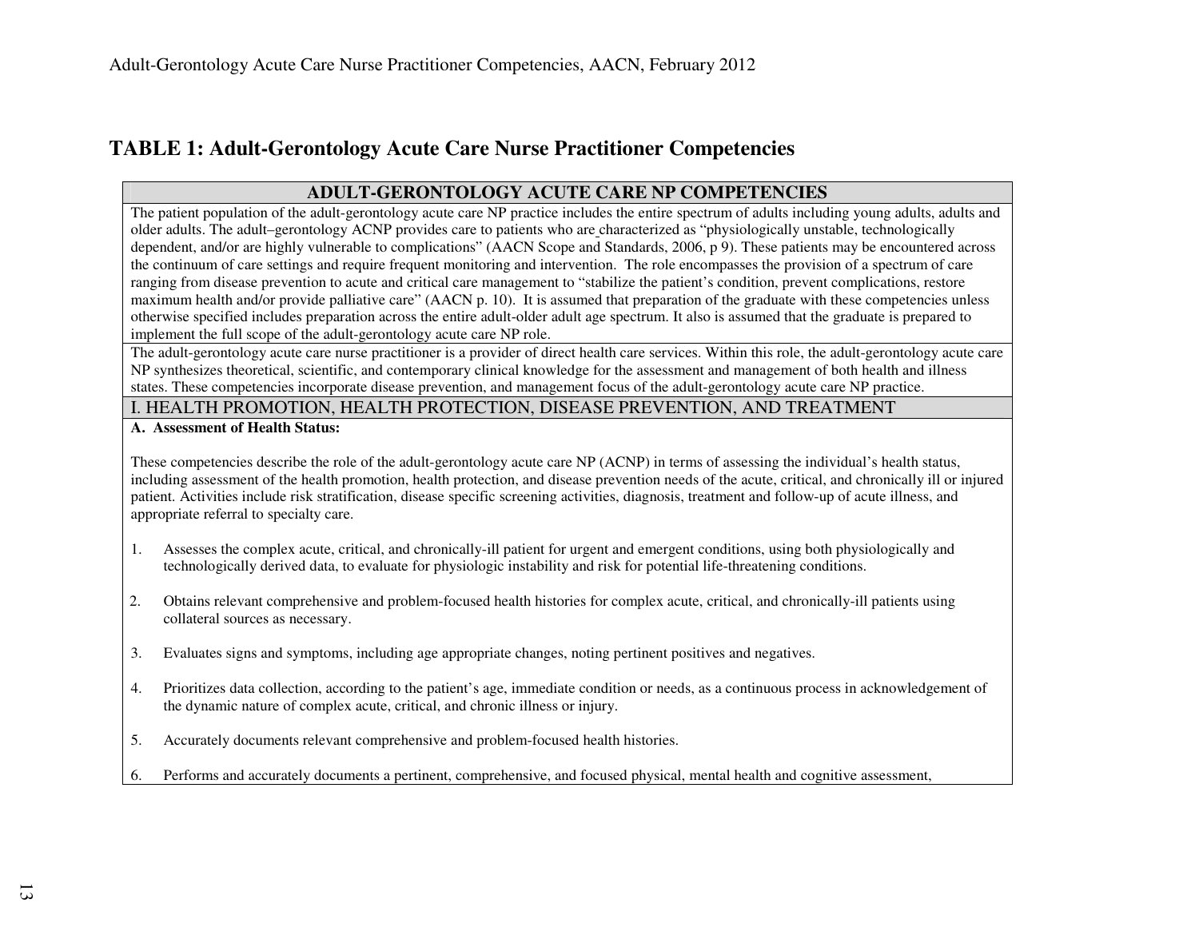## TABLE 1: Adult-Gerontology Acute Care Nurse Practitioner Competencies

### ADULT-GERONTOLOGY ACUTE CARE NP COMPETENCIES

The patient population of the adult-gerontology acute care NP practice includes the entire spectrum of adults including young adults, adults and older adults. The adult–gerontology ACNP provides care to patients who are characterized as "physiologically unstable, technologically dependent, and/or are highly vulnerable to complications" (AACN Scope and Standards, 2006, p 9). These patients may be encountered across the continuum of care settings and require frequent monitoring and intervention. The role encompasses the provision of a spectrum of care ranging from disease prevention to acute and critical care management to "stabilize the patient's condition, prevent complications, restore maximum health and/or provide palliative care" (AACN p. 10). It is assumed that preparation of the graduate with these competencies unless otherwise specified includes preparation across the entire adult-older adult age spectrum. It also is assumed that the graduate is prepared to implement the full scope of the adult-gerontology acute care NP role.

The adult-gerontology acute care nurse practitioner is a provider of direct health care services. Within this role, the adult-gerontology acute care NP synthesizes theoretical, scientific, and contemporary clinical knowledge for the assessment and management of both health and illness states. These competencies incorporate disease prevention, and management focus of the adult-gerontology acute care NP practice.

### I. HEALTH PROMOTION, HEALTH PROTECTION, DISEASE PREVENTION, AND TREATMENT

**A. Assessment of Health Status:**

These competencies describe the role of the adult-gerontology acute care NP (ACNP) in terms of assessing the individual's health status, including assessment of the health promotion, health protection, and disease prevention needs of the acute, critical, and chronically ill or injured patient. Activities include risk stratification, disease specific screening activities, diagnosis, treatment and follow-up of acute illness, and appropriate referral to specialty care.

1. Assesses the complex acute, critical, and chronically-ill patient for urgent and emergent conditions, using both physiologically and technologically derived data, to evaluate for physiologic instability and risk for potential life-threatening conditions.

2. Obtains relevant comprehensive and problem-focused health histories for complex acute, critical, and chronically-ill patients using collateral sources as necessary.

3. Evaluates signs and symptoms, including age appropriate changes, noting pertinent positives and negatives.

4. Prioritizes data collection, according to the patient's age, immediate condition or needs, as a continuous process in acknowledgement of the dynamic nature of complex acute, critical, and chronic illness or injury.

5. Accurately documents relevant comprehensive and problem-focused health histories.

6. Performs and accurately documents a pertinent, comprehensive, and focused physical, mental health and cognitive assessment,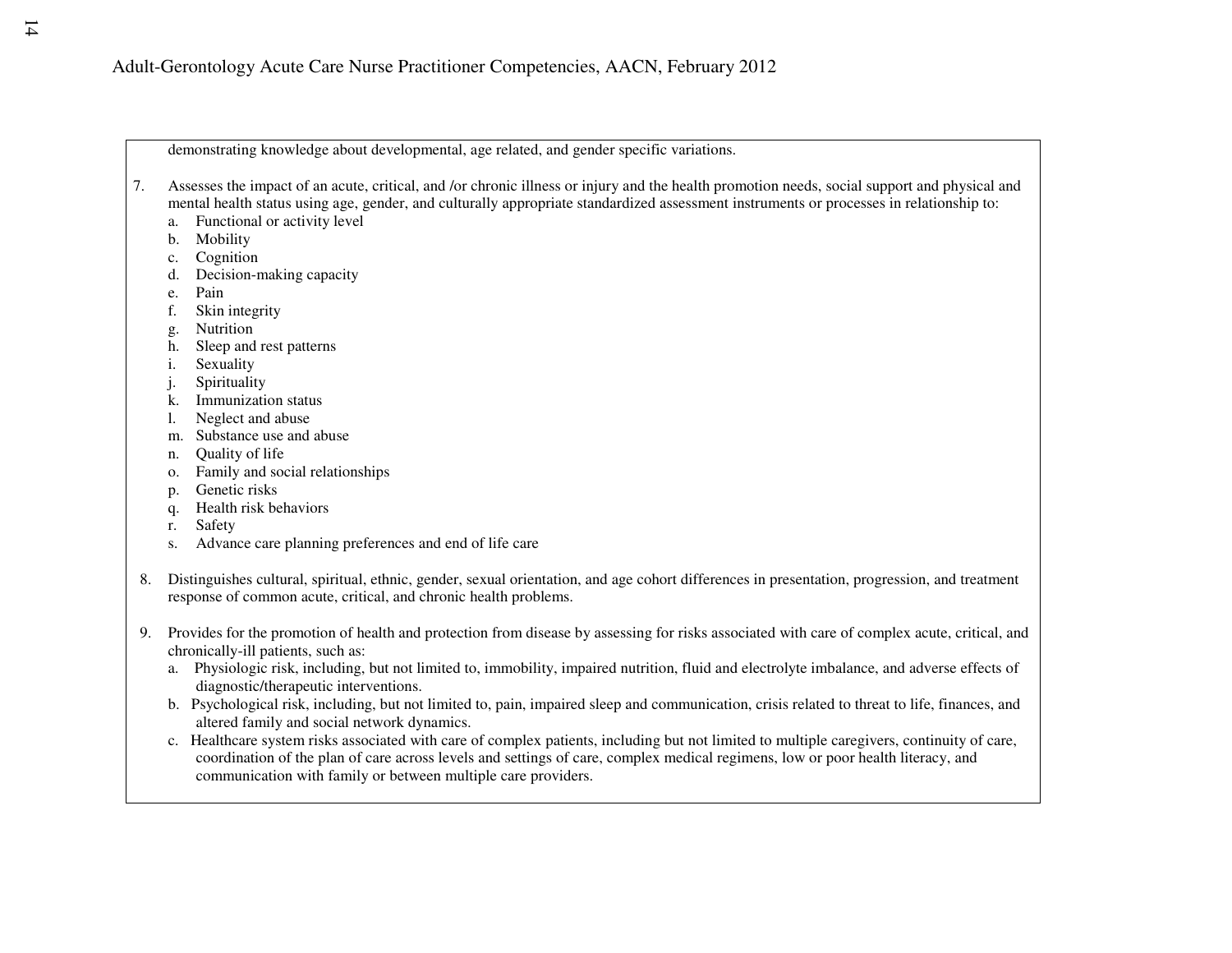demonstrating knowledge about developmental, age related, and gender specific variations.

7. Assesses the impact of an acute, critical, and /or chronic illness or injury and the health promotion needs, social support and physical and mental health status using age, gender, and culturally appropriate standardized assessment instruments or processes in relationship to:
   a. Functional or activity level
   b. Mobility
   c. Cognition
   d. Decision-making capacity
   e. Pain
   f. Skin integrity
   g. Nutrition
   h. Sleep and rest patterns
   i. Sexuality
   j. Spirituality
   k. Immunization status
   l. Neglect and abuse
   m. Substance use and abuse
   n. Quality of life
   o. Family and social relationships
   p. Genetic risks
   q. Health risk behaviors
   r. Safety
   s. Advance care planning preferences and end of life care

8. Distinguishes cultural, spiritual, ethnic, gender, sexual orientation, and age cohort differences in presentation, progression, and treatment response of common acute, critical, and chronic health problems.

9. Provides for the promotion of health and protection from disease by assessing for risks associated with care of complex acute, critical, and chronically-ill patients, such as:
   a. Physiologic risk, including, but not limited to, immobility, impaired nutrition, fluid and electrolyte imbalance, and adverse effects of diagnostic/therapeutic interventions.
   b. Psychological risk, including, but not limited to, pain, impaired sleep and communication, crisis related to threat to life, finances, and altered family and social network dynamics.
   c. Healthcare system risks associated with care of complex patients, including but not limited to multiple caregivers, continuity of care, coordination of the plan of care across levels and settings of care, complex medical regimens, low or poor health literacy, and communication with family or between multiple care providers.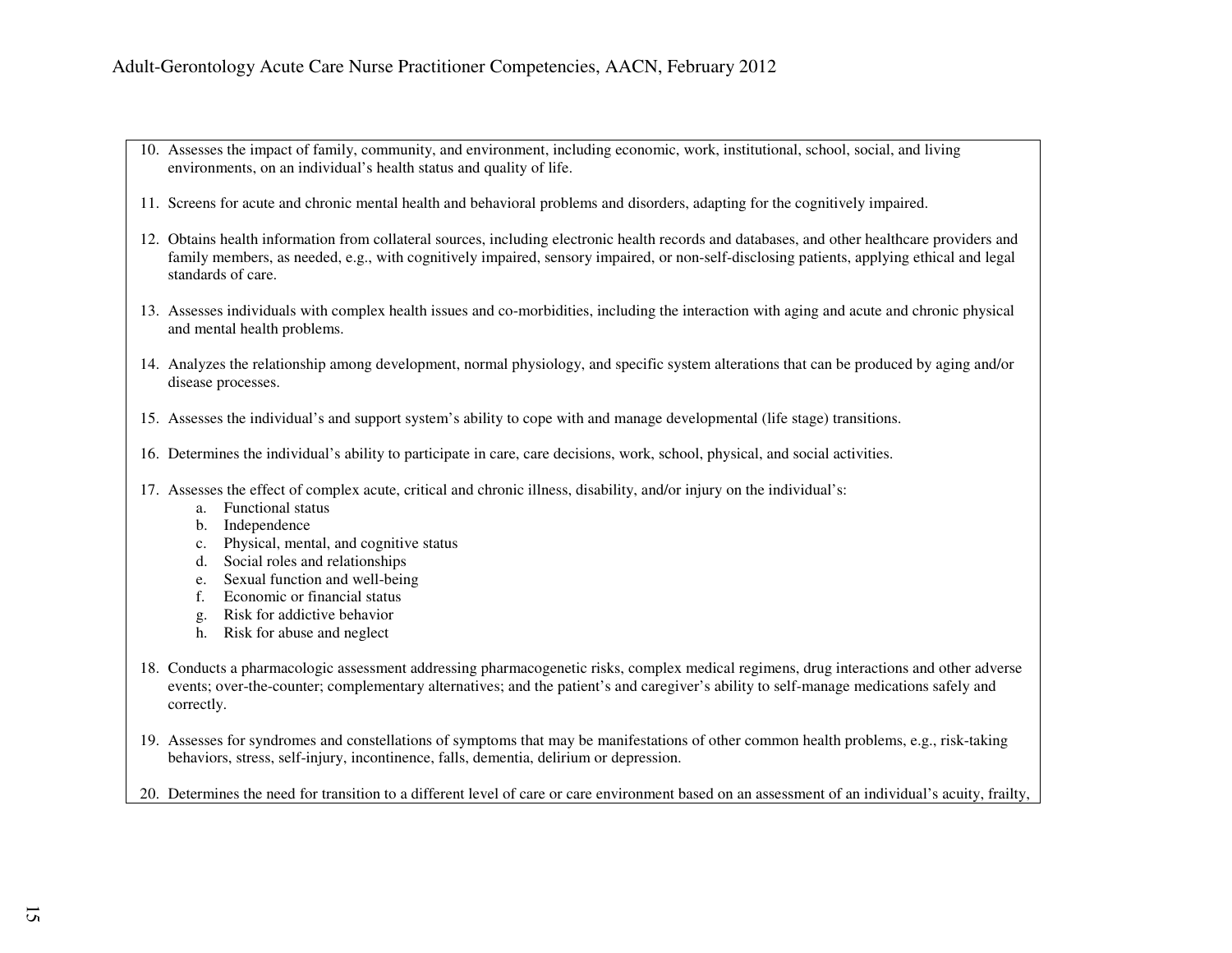10. Assesses the impact of family, community, and environment, including economic, work, institutional, school, social, and living environments, on an individual's health status and quality of life.

11. Screens for acute and chronic mental health and behavioral problems and disorders, adapting for the cognitively impaired.

12. Obtains health information from collateral sources, including electronic health records and databases, and other healthcare providers and family members, as needed, e.g., with cognitively impaired, sensory impaired, or non-self-disclosing patients, applying ethical and legal standards of care.

13. Assesses individuals with complex health issues and co-morbidities, including the interaction with aging and acute and chronic physical and mental health problems.

14. Analyzes the relationship among development, normal physiology, and specific system alterations that can be produced by aging and/or disease processes.

15. Assesses the individual's and support system's ability to cope with and manage developmental (life stage) transitions.

16. Determines the individual's ability to participate in care, care decisions, work, school, physical, and social activities.

17. Assesses the effect of complex acute, critical and chronic illness, disability, and/or injury on the individual's:
    a. Functional status
    b. Independence
    c. Physical, mental, and cognitive status
    d. Social roles and relationships
    e. Sexual function and well-being
    f. Economic or financial status
    g. Risk for addictive behavior
    h. Risk for abuse and neglect

18. Conducts a pharmacologic assessment addressing pharmacogenetic risks, complex medical regimens, drug interactions and other adverse events; over-the-counter; complementary alternatives; and the patient's and caregiver's ability to self-manage medications safely and correctly.

19. Assesses for syndromes and constellations of symptoms that may be manifestations of other common health problems, e.g., risk-taking behaviors, stress, self-injury, incontinence, falls, dementia, delirium or depression.

20. Determines the need for transition to a different level of care or care environment based on an assessment of an individual's acuity, frailty,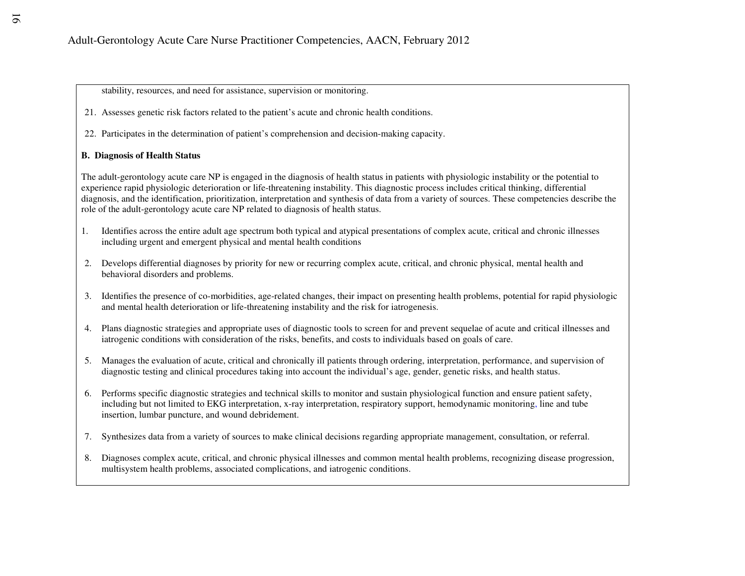stability, resources, and need for assistance, supervision or monitoring.

21. Assesses genetic risk factors related to the patient's acute and chronic health conditions.

22. Participates in the determination of patient's comprehension and decision-making capacity.

**B. Diagnosis of Health Status**

The adult-gerontology acute care NP is engaged in the diagnosis of health status in patients with physiologic instability or the potential to experience rapid physiologic deterioration or life-threatening instability. This diagnostic process includes critical thinking, differential diagnosis, and the identification, prioritization, interpretation and synthesis of data from a variety of sources. These competencies describe the role of the adult-gerontology acute care NP related to diagnosis of health status.

1. Identifies across the entire adult age spectrum both typical and atypical presentations of complex acute, critical and chronic illnesses including urgent and emergent physical and mental health conditions

2. Develops differential diagnoses by priority for new or recurring complex acute, critical, and chronic physical, mental health and behavioral disorders and problems.

3. Identifies the presence of co-morbidities, age-related changes, their impact on presenting health problems, potential for rapid physiologic and mental health deterioration or life-threatening instability and the risk for iatrogenesis.

4. Plans diagnostic strategies and appropriate uses of diagnostic tools to screen for and prevent sequelae of acute and critical illnesses and iatrogenic conditions with consideration of the risks, benefits, and costs to individuals based on goals of care.

5. Manages the evaluation of acute, critical and chronically ill patients through ordering, interpretation, performance, and supervision of diagnostic testing and clinical procedures taking into account the individual's age, gender, genetic risks, and health status.

6. Performs specific diagnostic strategies and technical skills to monitor and sustain physiological function and ensure patient safety, including but not limited to EKG interpretation, x-ray interpretation, respiratory support, hemodynamic monitoring, line and tube insertion, lumbar puncture, and wound debridement.

7. Synthesizes data from a variety of sources to make clinical decisions regarding appropriate management, consultation, or referral.

8. Diagnoses complex acute, critical, and chronic physical illnesses and common mental health problems, recognizing disease progression, multisystem health problems, associated complications, and iatrogenic conditions.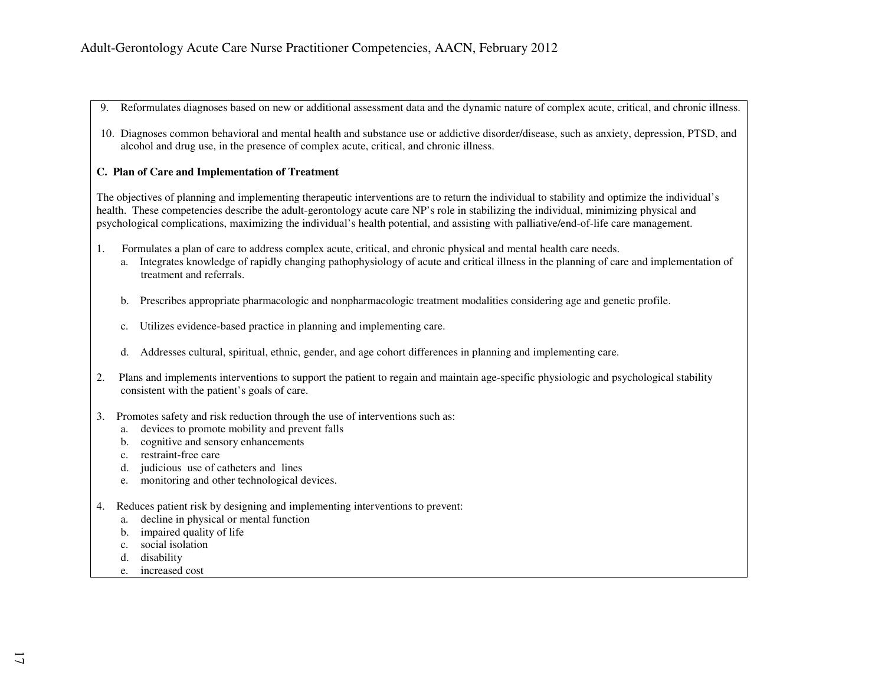9. Reformulates diagnoses based on new or additional assessment data and the dynamic nature of complex acute, critical, and chronic illness.

10. Diagnoses common behavioral and mental health and substance use or addictive disorder/disease, such as anxiety, depression, PTSD, and alcohol and drug use, in the presence of complex acute, critical, and chronic illness.

**C. Plan of Care and Implementation of Treatment**

The objectives of planning and implementing therapeutic interventions are to return the individual to stability and optimize the individual's health. These competencies describe the adult-gerontology acute care NP's role in stabilizing the individual, minimizing physical and psychological complications, maximizing the individual's health potential, and assisting with palliative/end-of-life care management.

1. Formulates a plan of care to address complex acute, critical, and chronic physical and mental health care needs.
   a. Integrates knowledge of rapidly changing pathophysiology of acute and critical illness in the planning of care and implementation of treatment and referrals.

   b. Prescribes appropriate pharmacologic and nonpharmacologic treatment modalities considering age and genetic profile.

   c. Utilizes evidence-based practice in planning and implementing care.

   d. Addresses cultural, spiritual, ethnic, gender, and age cohort differences in planning and implementing care.

2. Plans and implements interventions to support the patient to regain and maintain age-specific physiologic and psychological stability consistent with the patient's goals of care.

3. Promotes safety and risk reduction through the use of interventions such as:
   a. devices to promote mobility and prevent falls
   b. cognitive and sensory enhancements
   c. restraint-free care
   d. judicious use of catheters and lines
   e. monitoring and other technological devices.

4. Reduces patient risk by designing and implementing interventions to prevent:
   a. decline in physical or mental function
   b. impaired quality of life
   c. social isolation
   d. disability
   e. increased cost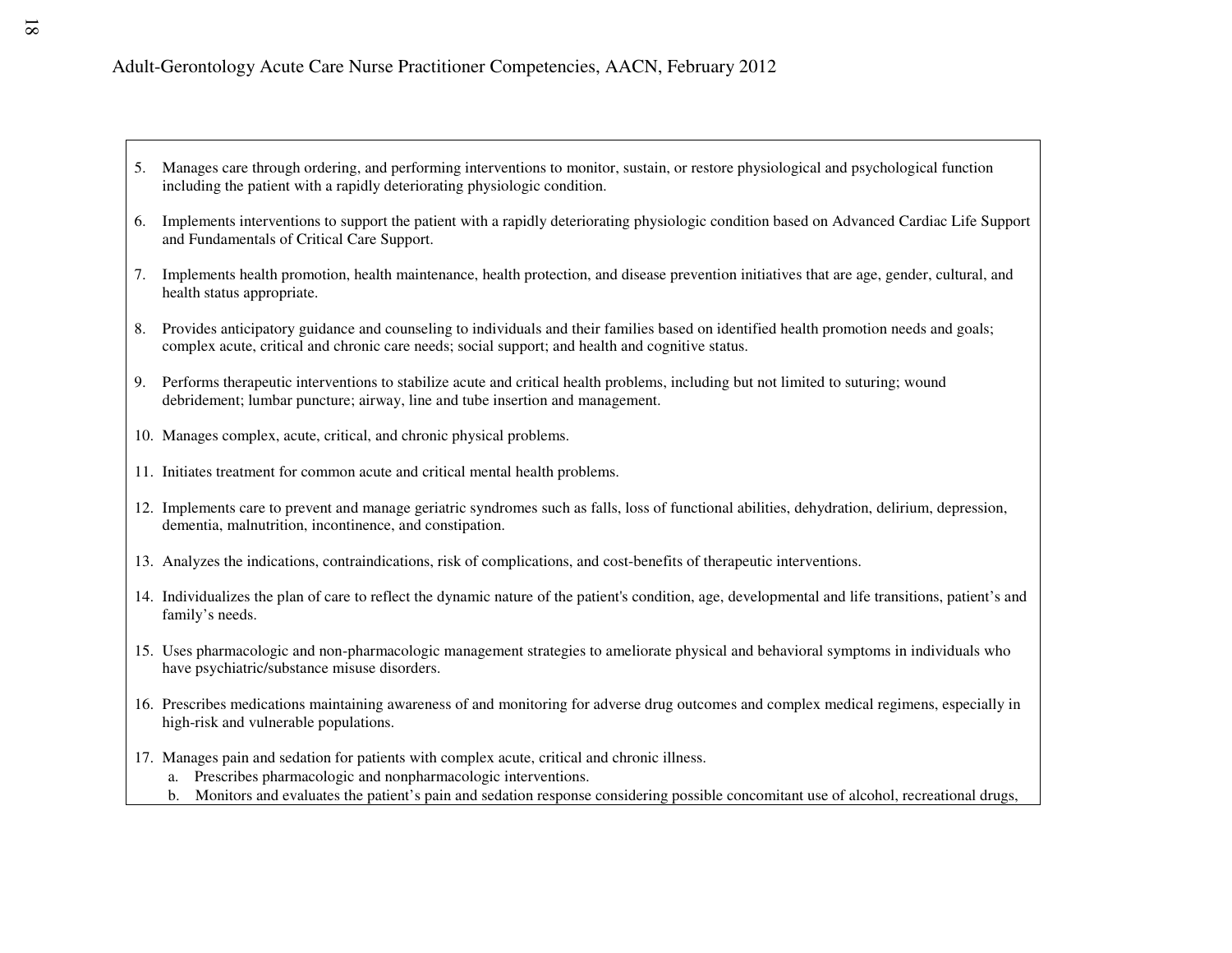5. Manages care through ordering, and performing interventions to monitor, sustain, or restore physiological and psychological function including the patient with a rapidly deteriorating physiologic condition.

6. Implements interventions to support the patient with a rapidly deteriorating physiologic condition based on Advanced Cardiac Life Support and Fundamentals of Critical Care Support.

7. Implements health promotion, health maintenance, health protection, and disease prevention initiatives that are age, gender, cultural, and health status appropriate.

8. Provides anticipatory guidance and counseling to individuals and their families based on identified health promotion needs and goals; complex acute, critical and chronic care needs; social support; and health and cognitive status.

9. Performs therapeutic interventions to stabilize acute and critical health problems, including but not limited to suturing; wound debridement; lumbar puncture; airway, line and tube insertion and management.

10. Manages complex, acute, critical, and chronic physical problems.

11. Initiates treatment for common acute and critical mental health problems.

12. Implements care to prevent and manage geriatric syndromes such as falls, loss of functional abilities, dehydration, delirium, depression, dementia, malnutrition, incontinence, and constipation.

13. Analyzes the indications, contraindications, risk of complications, and cost-benefits of therapeutic interventions.

14. Individualizes the plan of care to reflect the dynamic nature of the patient's condition, age, developmental and life transitions, patient's and family's needs.

15. Uses pharmacologic and non-pharmacologic management strategies to ameliorate physical and behavioral symptoms in individuals who have psychiatric/substance misuse disorders.

16. Prescribes medications maintaining awareness of and monitoring for adverse drug outcomes and complex medical regimens, especially in high-risk and vulnerable populations.

17. Manages pain and sedation for patients with complex acute, critical and chronic illness.
    a. Prescribes pharmacologic and nonpharmacologic interventions.
    b. Monitors and evaluates the patient's pain and sedation response considering possible concomitant use of alcohol, recreational drugs,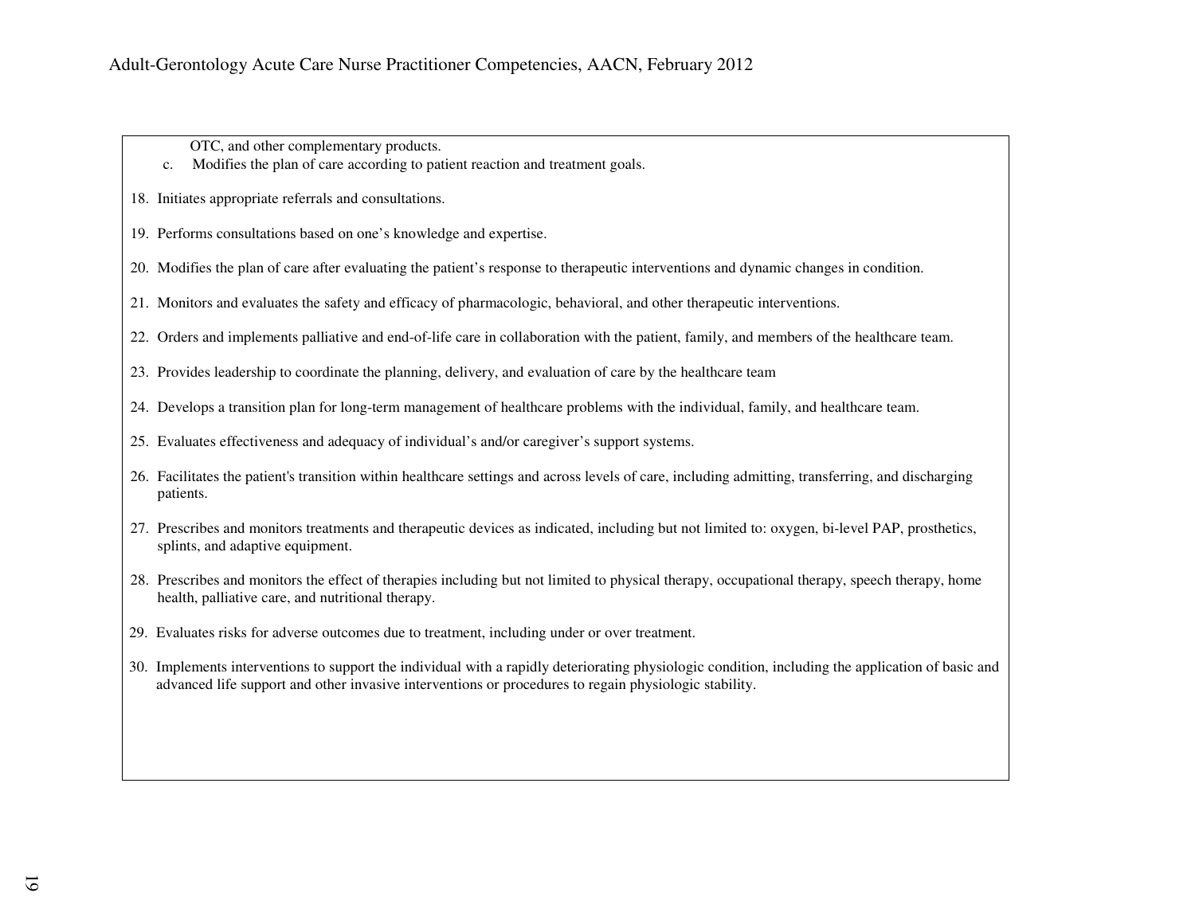OTC, and other complementary products.

c. Modifies the plan of care according to patient reaction and treatment goals.

18. Initiates appropriate referrals and consultations.

19. Performs consultations based on one's knowledge and expertise.

20. Modifies the plan of care after evaluating the patient's response to therapeutic interventions and dynamic changes in condition.

21. Monitors and evaluates the safety and efficacy of pharmacologic, behavioral, and other therapeutic interventions.

22. Orders and implements palliative and end-of-life care in collaboration with the patient, family, and members of the healthcare team.

23. Provides leadership to coordinate the planning, delivery, and evaluation of care by the healthcare team

24. Develops a transition plan for long-term management of healthcare problems with the individual, family, and healthcare team.

25. Evaluates effectiveness and adequacy of individual's and/or caregiver's support systems.

26. Facilitates the patient's transition within healthcare settings and across levels of care, including admitting, transferring, and discharging patients.

27. Prescribes and monitors treatments and therapeutic devices as indicated, including but not limited to: oxygen, bi-level PAP, prosthetics, splints, and adaptive equipment.

28. Prescribes and monitors the effect of therapies including but not limited to physical therapy, occupational therapy, speech therapy, home health, palliative care, and nutritional therapy.

29. Evaluates risks for adverse outcomes due to treatment, including under or over treatment.

30. Implements interventions to support the individual with a rapidly deteriorating physiologic condition, including the application of basic and advanced life support and other invasive interventions or procedures to regain physiologic stability.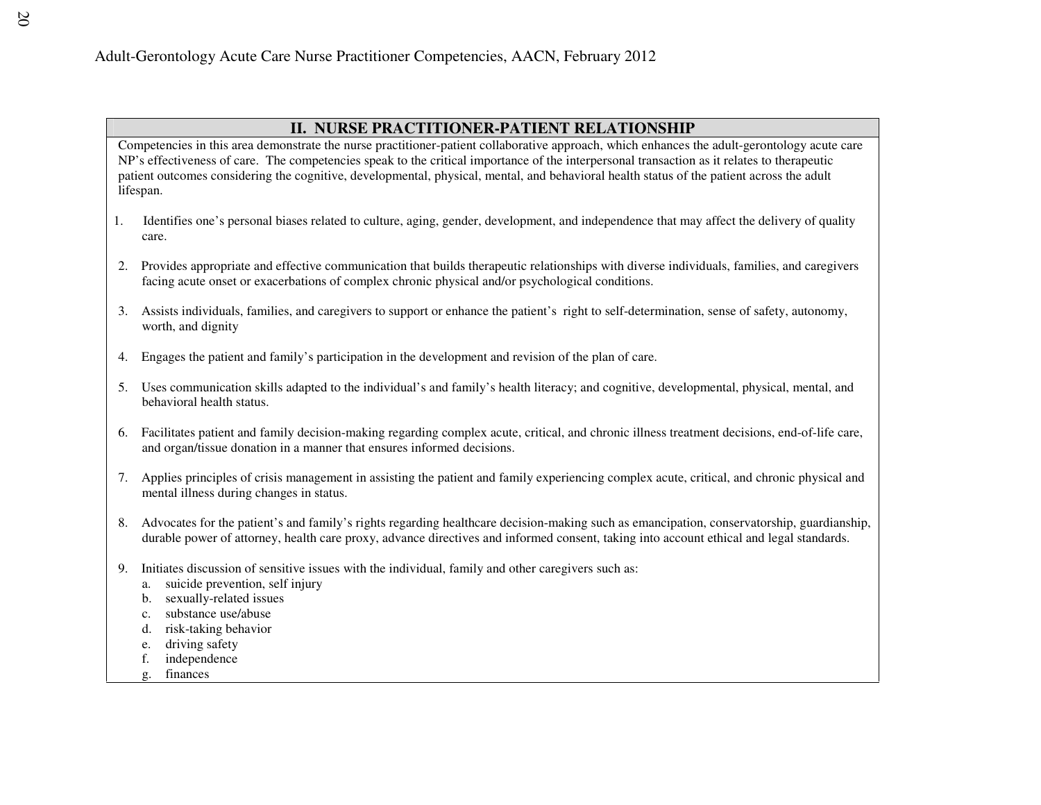## II. NURSE PRACTITIONER-PATIENT RELATIONSHIP

Competencies in this area demonstrate the nurse practitioner-patient collaborative approach, which enhances the adult-gerontology acute care NP's effectiveness of care. The competencies speak to the critical importance of the interpersonal transaction as it relates to therapeutic patient outcomes considering the cognitive, developmental, physical, mental, and behavioral health status of the patient across the adult lifespan.

1. Identifies one's personal biases related to culture, aging, gender, development, and independence that may affect the delivery of quality care.

2. Provides appropriate and effective communication that builds therapeutic relationships with diverse individuals, families, and caregivers facing acute onset or exacerbations of complex chronic physical and/or psychological conditions.

3. Assists individuals, families, and caregivers to support or enhance the patient's right to self-determination, sense of safety, autonomy, worth, and dignity

4. Engages the patient and family's participation in the development and revision of the plan of care.

5. Uses communication skills adapted to the individual's and family's health literacy; and cognitive, developmental, physical, mental, and behavioral health status.

6. Facilitates patient and family decision-making regarding complex acute, critical, and chronic illness treatment decisions, end-of-life care, and organ/tissue donation in a manner that ensures informed decisions.

7. Applies principles of crisis management in assisting the patient and family experiencing complex acute, critical, and chronic physical and mental illness during changes in status.

8. Advocates for the patient's and family's rights regarding healthcare decision-making such as emancipation, conservatorship, guardianship, durable power of attorney, health care proxy, advance directives and informed consent, taking into account ethical and legal standards.

9. Initiates discussion of sensitive issues with the individual, family and other caregivers such as:
   a. suicide prevention, self injury
   b. sexually-related issues
   c. substance use/abuse
   d. risk-taking behavior
   e. driving safety
   f. independence
   g. finances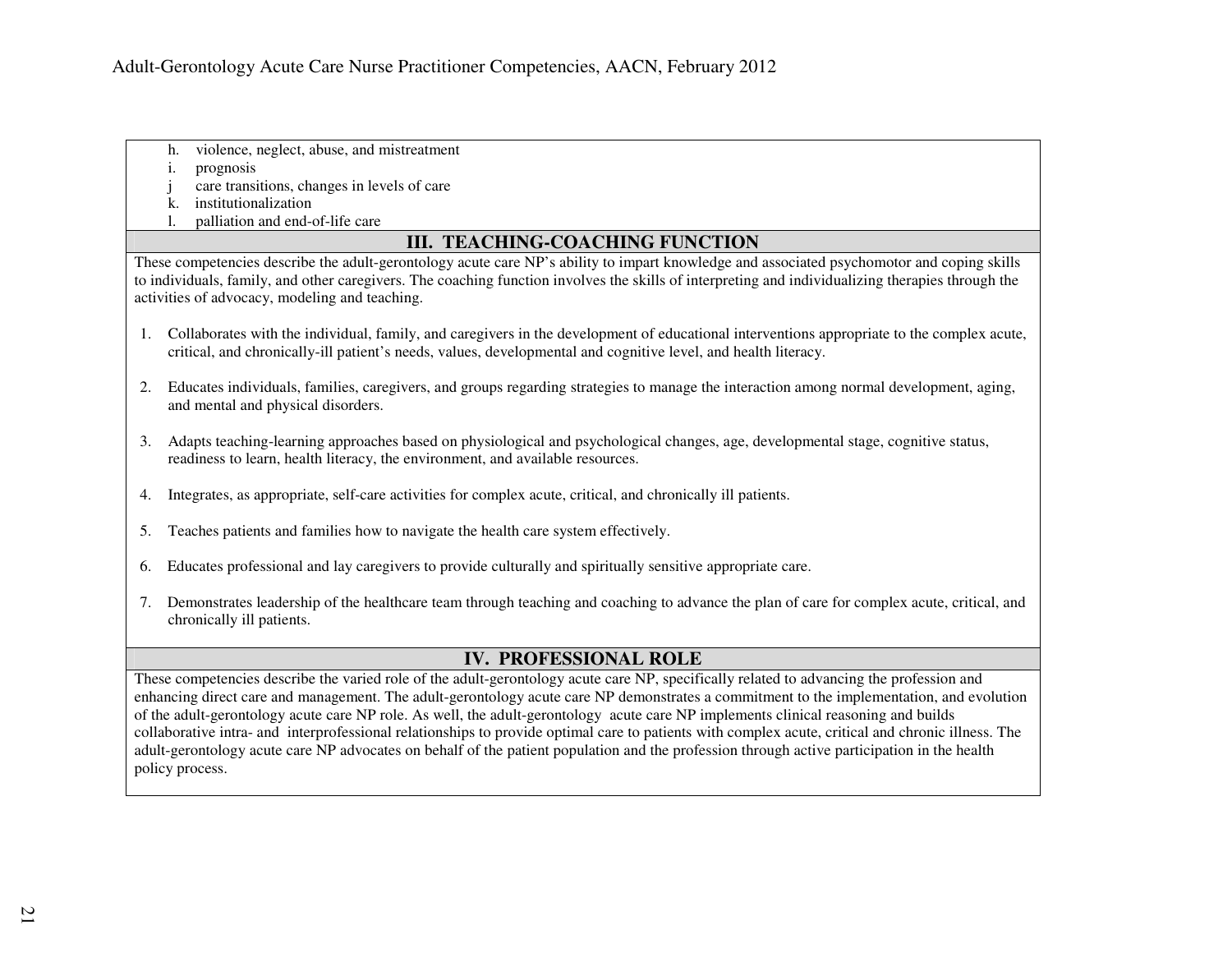h. violence, neglect, abuse, and mistreatment
i. prognosis
j care transitions, changes in levels of care
k. institutionalization
l. palliation and end-of-life care

## III. TEACHING-COACHING FUNCTION

These competencies describe the adult-gerontology acute care NP's ability to impart knowledge and associated psychomotor and coping skills to individuals, family, and other caregivers. The coaching function involves the skills of interpreting and individualizing therapies through the activities of advocacy, modeling and teaching.

1. Collaborates with the individual, family, and caregivers in the development of educational interventions appropriate to the complex acute, critical, and chronically-ill patient's needs, values, developmental and cognitive level, and health literacy.

2. Educates individuals, families, caregivers, and groups regarding strategies to manage the interaction among normal development, aging, and mental and physical disorders.

3. Adapts teaching-learning approaches based on physiological and psychological changes, age, developmental stage, cognitive status, readiness to learn, health literacy, the environment, and available resources.

4. Integrates, as appropriate, self-care activities for complex acute, critical, and chronically ill patients.

5. Teaches patients and families how to navigate the health care system effectively.

6. Educates professional and lay caregivers to provide culturally and spiritually sensitive appropriate care.

7. Demonstrates leadership of the healthcare team through teaching and coaching to advance the plan of care for complex acute, critical, and chronically ill patients.

## IV. PROFESSIONAL ROLE

These competencies describe the varied role of the adult-gerontology acute care NP, specifically related to advancing the profession and enhancing direct care and management. The adult-gerontology acute care NP demonstrates a commitment to the implementation, and evolution of the adult-gerontology acute care NP role. As well, the adult-gerontology acute care NP implements clinical reasoning and builds collaborative intra- and interprofessional relationships to provide optimal care to patients with complex acute, critical and chronic illness. The adult-gerontology acute care NP advocates on behalf of the patient population and the profession through active participation in the health policy process.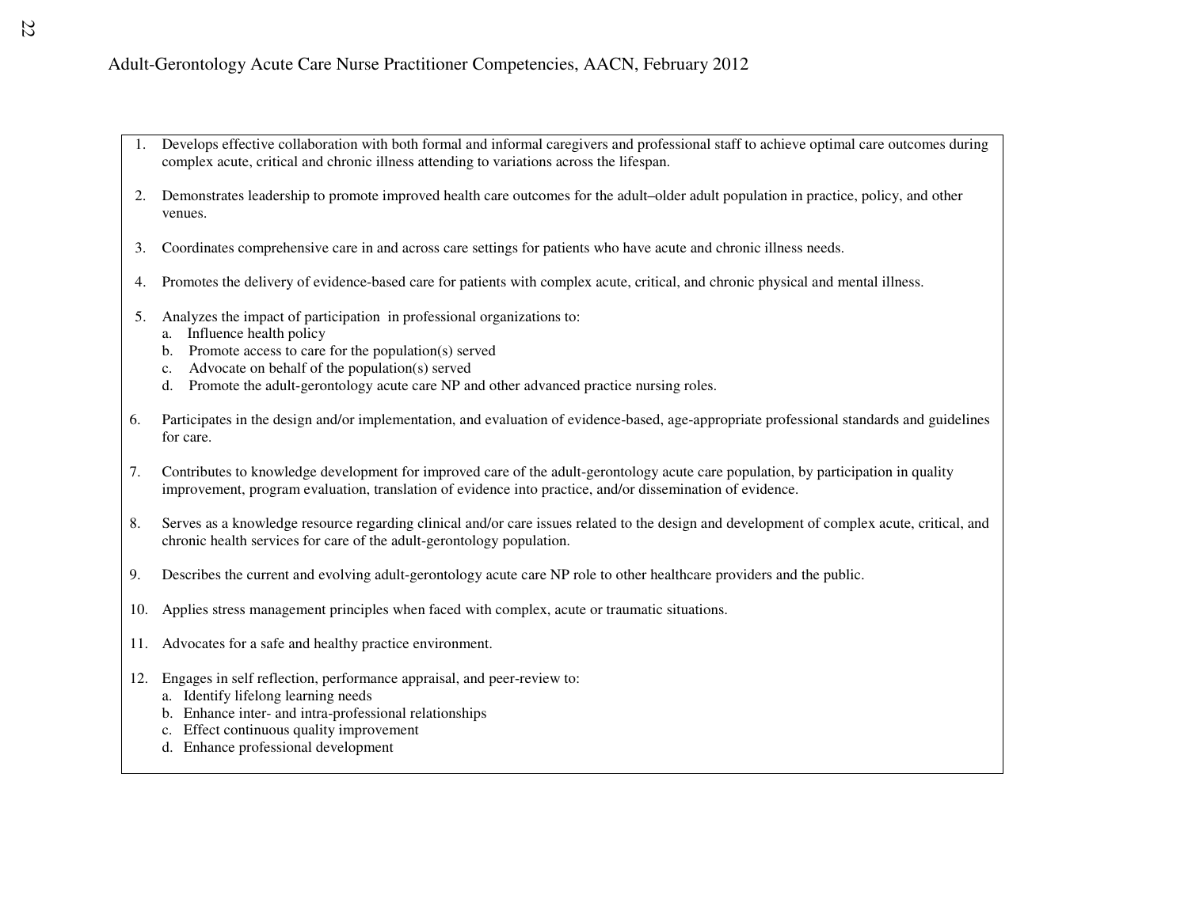1. Develops effective collaboration with both formal and informal caregivers and professional staff to achieve optimal care outcomes during complex acute, critical and chronic illness attending to variations across the lifespan.

2. Demonstrates leadership to promote improved health care outcomes for the adult–older adult population in practice, policy, and other venues.

3. Coordinates comprehensive care in and across care settings for patients who have acute and chronic illness needs.

4. Promotes the delivery of evidence-based care for patients with complex acute, critical, and chronic physical and mental illness.

5. Analyzes the impact of participation in professional organizations to:
   a. Influence health policy
   b. Promote access to care for the population(s) served
   c. Advocate on behalf of the population(s) served
   d. Promote the adult-gerontology acute care NP and other advanced practice nursing roles.

6. Participates in the design and/or implementation, and evaluation of evidence-based, age-appropriate professional standards and guidelines for care.

7. Contributes to knowledge development for improved care of the adult-gerontology acute care population, by participation in quality improvement, program evaluation, translation of evidence into practice, and/or dissemination of evidence.

8. Serves as a knowledge resource regarding clinical and/or care issues related to the design and development of complex acute, critical, and chronic health services for care of the adult-gerontology population.

9. Describes the current and evolving adult-gerontology acute care NP role to other healthcare providers and the public.

10. Applies stress management principles when faced with complex, acute or traumatic situations.

11. Advocates for a safe and healthy practice environment.

12. Engages in self reflection, performance appraisal, and peer-review to:
    a. Identify lifelong learning needs
    b. Enhance inter- and intra-professional relationships
    c. Effect continuous quality improvement
    d. Enhance professional development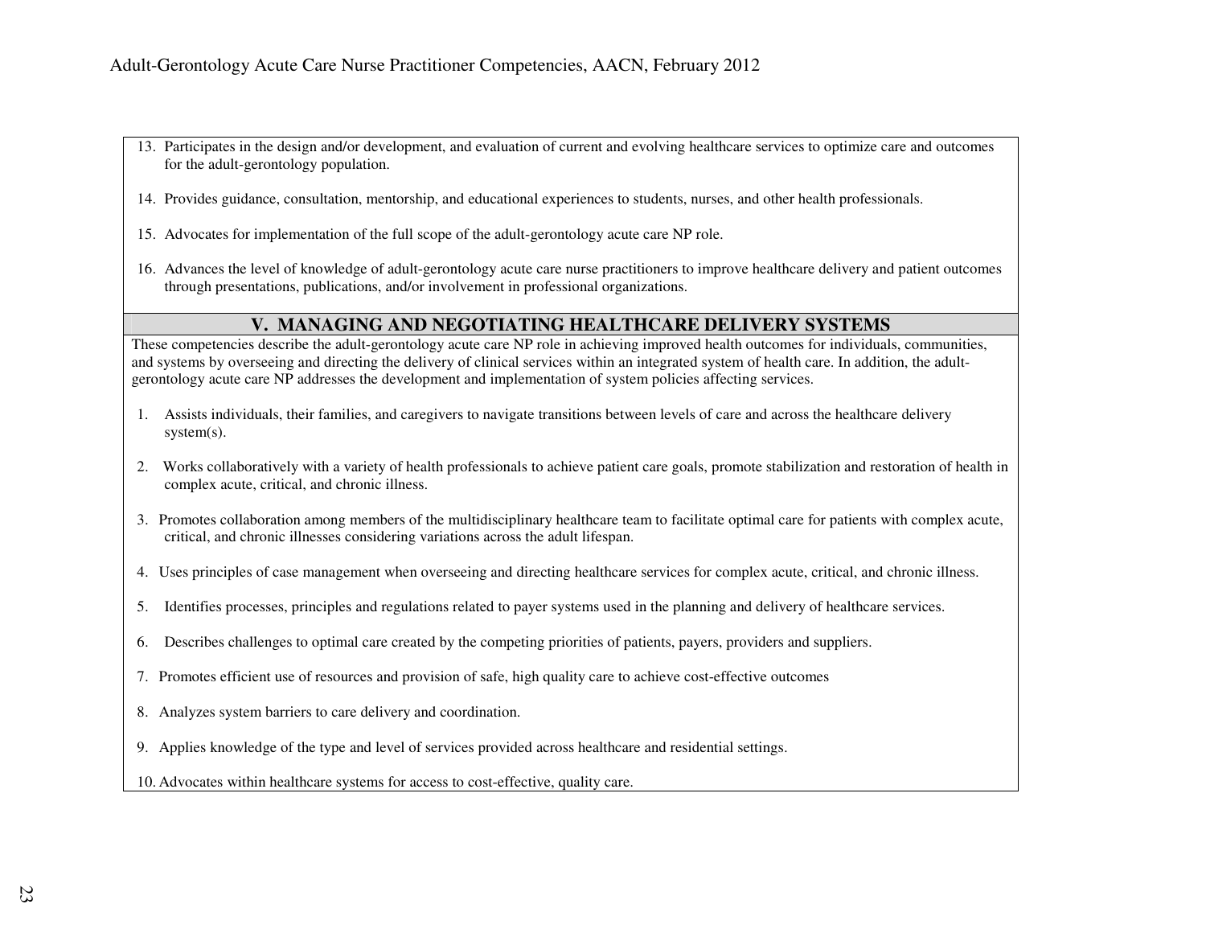13. Participates in the design and/or development, and evaluation of current and evolving healthcare services to optimize care and outcomes for the adult-gerontology population.

14. Provides guidance, consultation, mentorship, and educational experiences to students, nurses, and other health professionals.

15. Advocates for implementation of the full scope of the adult-gerontology acute care NP role.

16. Advances the level of knowledge of adult-gerontology acute care nurse practitioners to improve healthcare delivery and patient outcomes through presentations, publications, and/or involvement in professional organizations.

## V. MANAGING AND NEGOTIATING HEALTHCARE DELIVERY SYSTEMS

These competencies describe the adult-gerontology acute care NP role in achieving improved health outcomes for individuals, communities, and systems by overseeing and directing the delivery of clinical services within an integrated system of health care. In addition, the adult-gerontology acute care NP addresses the development and implementation of system policies affecting services.

1. Assists individuals, their families, and caregivers to navigate transitions between levels of care and across the healthcare delivery system(s).

2. Works collaboratively with a variety of health professionals to achieve patient care goals, promote stabilization and restoration of health in complex acute, critical, and chronic illness.

3. Promotes collaboration among members of the multidisciplinary healthcare team to facilitate optimal care for patients with complex acute, critical, and chronic illnesses considering variations across the adult lifespan.

4. Uses principles of case management when overseeing and directing healthcare services for complex acute, critical, and chronic illness.

5. Identifies processes, principles and regulations related to payer systems used in the planning and delivery of healthcare services.

6. Describes challenges to optimal care created by the competing priorities of patients, payers, providers and suppliers.

7. Promotes efficient use of resources and provision of safe, high quality care to achieve cost-effective outcomes

8. Analyzes system barriers to care delivery and coordination.

9. Applies knowledge of the type and level of services provided across healthcare and residential settings.

10. Advocates within healthcare systems for access to cost-effective, quality care.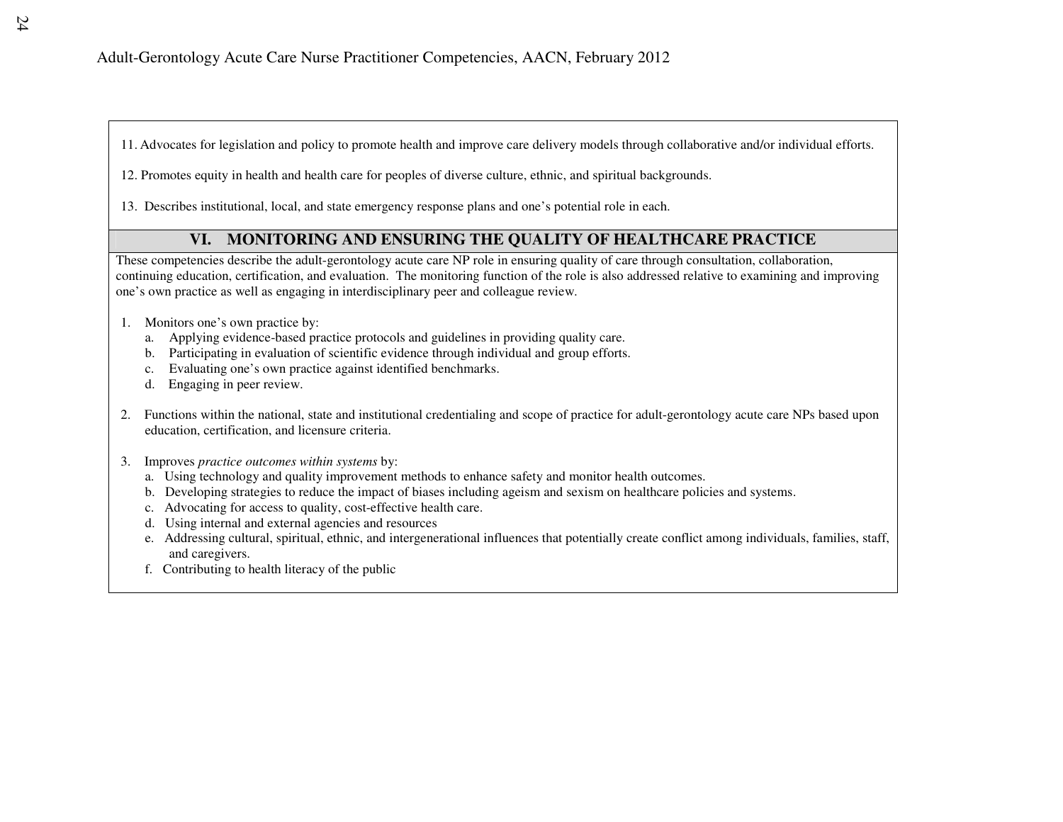11. Advocates for legislation and policy to promote health and improve care delivery models through collaborative and/or individual efforts.

12. Promotes equity in health and health care for peoples of diverse culture, ethnic, and spiritual backgrounds.

13. Describes institutional, local, and state emergency response plans and one's potential role in each.

## VI. MONITORING AND ENSURING THE QUALITY OF HEALTHCARE PRACTICE

These competencies describe the adult-gerontology acute care NP role in ensuring quality of care through consultation, collaboration, continuing education, certification, and evaluation. The monitoring function of the role is also addressed relative to examining and improving one's own practice as well as engaging in interdisciplinary peer and colleague review.

1. Monitors one's own practice by:
   a. Applying evidence-based practice protocols and guidelines in providing quality care.
   b. Participating in evaluation of scientific evidence through individual and group efforts.
   c. Evaluating one's own practice against identified benchmarks.
   d. Engaging in peer review.

2. Functions within the national, state and institutional credentialing and scope of practice for adult-gerontology acute care NPs based upon education, certification, and licensure criteria.

3. Improves *practice outcomes within systems* by:
   a. Using technology and quality improvement methods to enhance safety and monitor health outcomes.
   b. Developing strategies to reduce the impact of biases including ageism and sexism on healthcare policies and systems.
   c. Advocating for access to quality, cost-effective health care.
   d. Using internal and external agencies and resources
   e. Addressing cultural, spiritual, ethnic, and intergenerational influences that potentially create conflict among individuals, families, staff, and caregivers.
   f. Contributing to health literacy of the public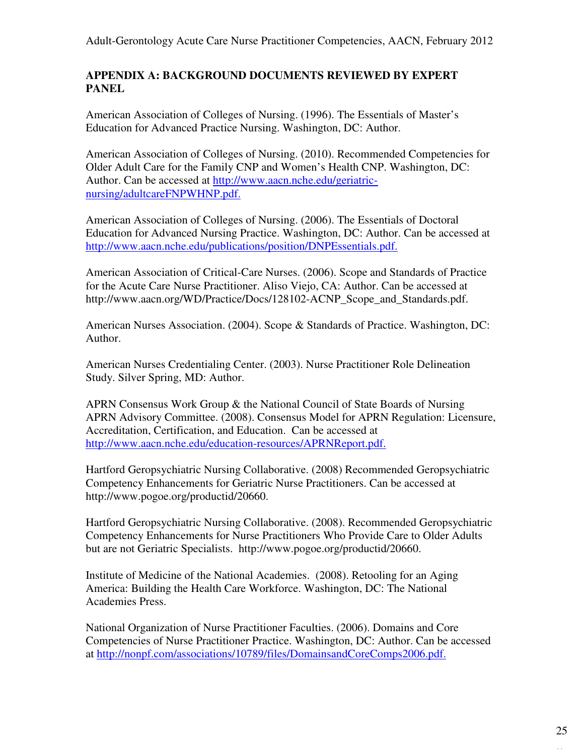## APPENDIX A: BACKGROUND DOCUMENTS REVIEWED BY EXPERT PANEL

American Association of Colleges of Nursing. (1996). The Essentials of Master's Education for Advanced Practice Nursing. Washington, DC: Author.

American Association of Colleges of Nursing. (2010). Recommended Competencies for Older Adult Care for the Family CNP and Women's Health CNP. Washington, DC: Author. Can be accessed at http://www.aacn.nche.edu/geriatric-nursing/adultcareFNPWHNP.pdf.

American Association of Colleges of Nursing. (2006). The Essentials of Doctoral Education for Advanced Nursing Practice. Washington, DC: Author. Can be accessed at http://www.aacn.nche.edu/publications/position/DNPEssentials.pdf.

American Association of Critical-Care Nurses. (2006). Scope and Standards of Practice for the Acute Care Nurse Practitioner. Aliso Viejo, CA: Author. Can be accessed at http://www.aacn.org/WD/Practice/Docs/128102-ACNP_Scope_and_Standards.pdf.

American Nurses Association. (2004). Scope & Standards of Practice. Washington, DC: Author.

American Nurses Credentialing Center. (2003). Nurse Practitioner Role Delineation Study. Silver Spring, MD: Author.

APRN Consensus Work Group & the National Council of State Boards of Nursing APRN Advisory Committee. (2008). Consensus Model for APRN Regulation: Licensure, Accreditation, Certification, and Education. Can be accessed at http://www.aacn.nche.edu/education-resources/APRNReport.pdf.

Hartford Geropsychiatric Nursing Collaborative. (2008) Recommended Geropsychiatric Competency Enhancements for Geriatric Nurse Practitioners. Can be accessed at http://www.pogoe.org/productid/20660.

Hartford Geropsychiatric Nursing Collaborative. (2008). Recommended Geropsychiatric Competency Enhancements for Nurse Practitioners Who Provide Care to Older Adults but are not Geriatric Specialists. http://www.pogoe.org/productid/20660.

Institute of Medicine of the National Academies. (2008). Retooling for an Aging America: Building the Health Care Workforce. Washington, DC: The National Academies Press.

National Organization of Nurse Practitioner Faculties. (2006). Domains and Core Competencies of Nurse Practitioner Practice. Washington, DC: Author. Can be accessed at http://nonpf.com/associations/10789/files/DomainsandCoreComps2006.pdf.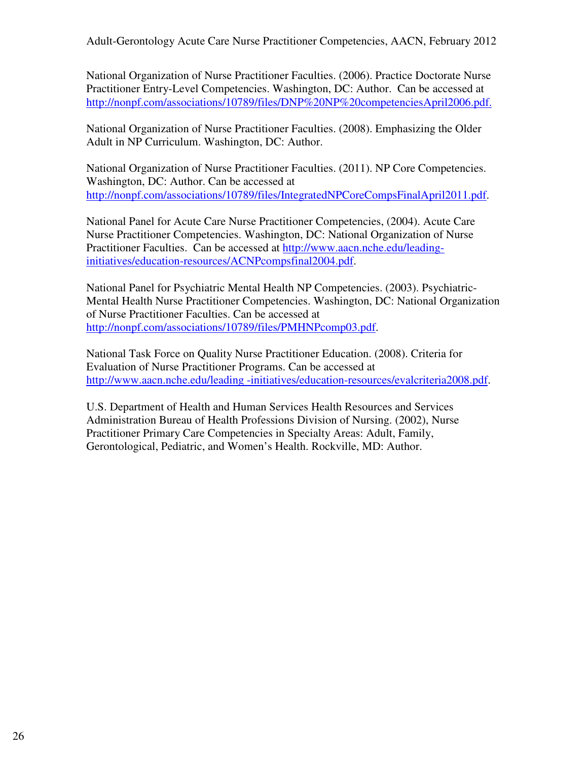National Organization of Nurse Practitioner Faculties. (2006). Practice Doctorate Nurse Practitioner Entry-Level Competencies. Washington, DC: Author. Can be accessed at http://nonpf.com/associations/10789/files/DNP%20NP%20competenciesApril2006.pdf.

National Organization of Nurse Practitioner Faculties. (2008). Emphasizing the Older Adult in NP Curriculum. Washington, DC: Author.

National Organization of Nurse Practitioner Faculties. (2011). NP Core Competencies. Washington, DC: Author. Can be accessed at http://nonpf.com/associations/10789/files/IntegratedNPCoreCompsFinalApril2011.pdf.

National Panel for Acute Care Nurse Practitioner Competencies, (2004). Acute Care Nurse Practitioner Competencies. Washington, DC: National Organization of Nurse Practitioner Faculties. Can be accessed at http://www.aacn.nche.edu/leading-initiatives/education-resources/ACNPcompsfinal2004.pdf.

National Panel for Psychiatric Mental Health NP Competencies. (2003). Psychiatric-Mental Health Nurse Practitioner Competencies. Washington, DC: National Organization of Nurse Practitioner Faculties. Can be accessed at http://nonpf.com/associations/10789/files/PMHNPcomp03.pdf.

National Task Force on Quality Nurse Practitioner Education. (2008). Criteria for Evaluation of Nurse Practitioner Programs. Can be accessed at http://www.aacn.nche.edu/leading -initiatives/education-resources/evalcriteria2008.pdf.

U.S. Department of Health and Human Services Health Resources and Services Administration Bureau of Health Professions Division of Nursing. (2002), Nurse Practitioner Primary Care Competencies in Specialty Areas: Adult, Family, Gerontological, Pediatric, and Women's Health. Rockville, MD: Author.